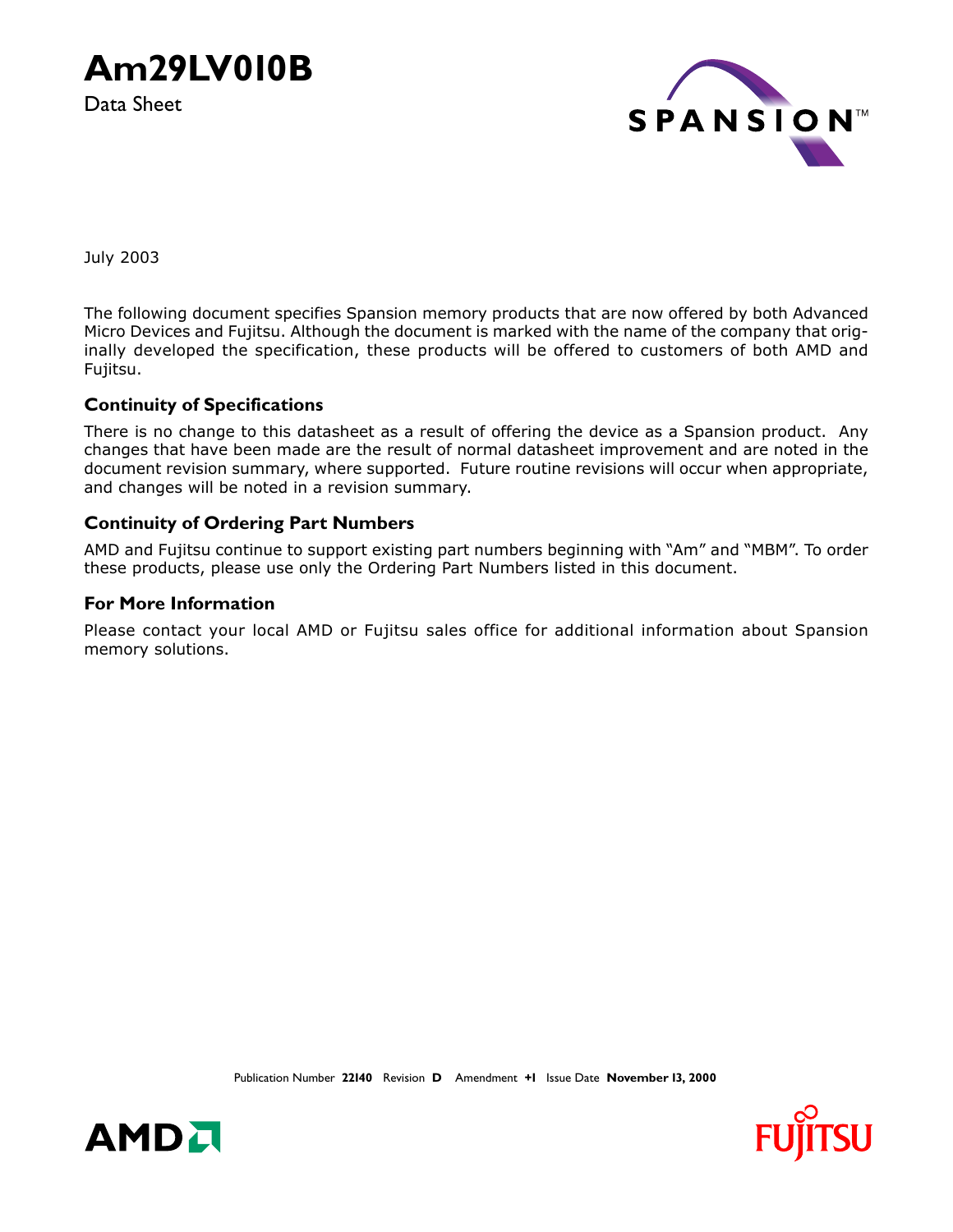# Am29LV010B

Data Sheet

July 2003

The following document specifies Spansion memory products that are now offered by both Advanced Micro Devices and Fujitsu. Although the document is marked with the name of the company that originally developed the specification, these products will be offered to customers of both AMD and Fujitsu.

## Continuity of Specifications

There is no change to this datasheet as a result of offering the device as a Spansion product. Any changes that have been made are the result of normal datasheet improvement and are noted in the document revision summary, where supported. Future routine revisions will occur when appropriate, and changes will be noted in a revision summary.

## Continuity of Ordering Part Numbers

AMD and Fujitsu continue to support existing part numbers beginning with "Am" and "MBM". To order these products, please use only the Ordering Part Numbers listed in this document.

## For More Information

Please contact your local AMD or Fujitsu sales office for additional information about Spansion memory solutions.

Publication Number **22140** Revision **D** Amendment **+1** Issue Date **November 13, 2000**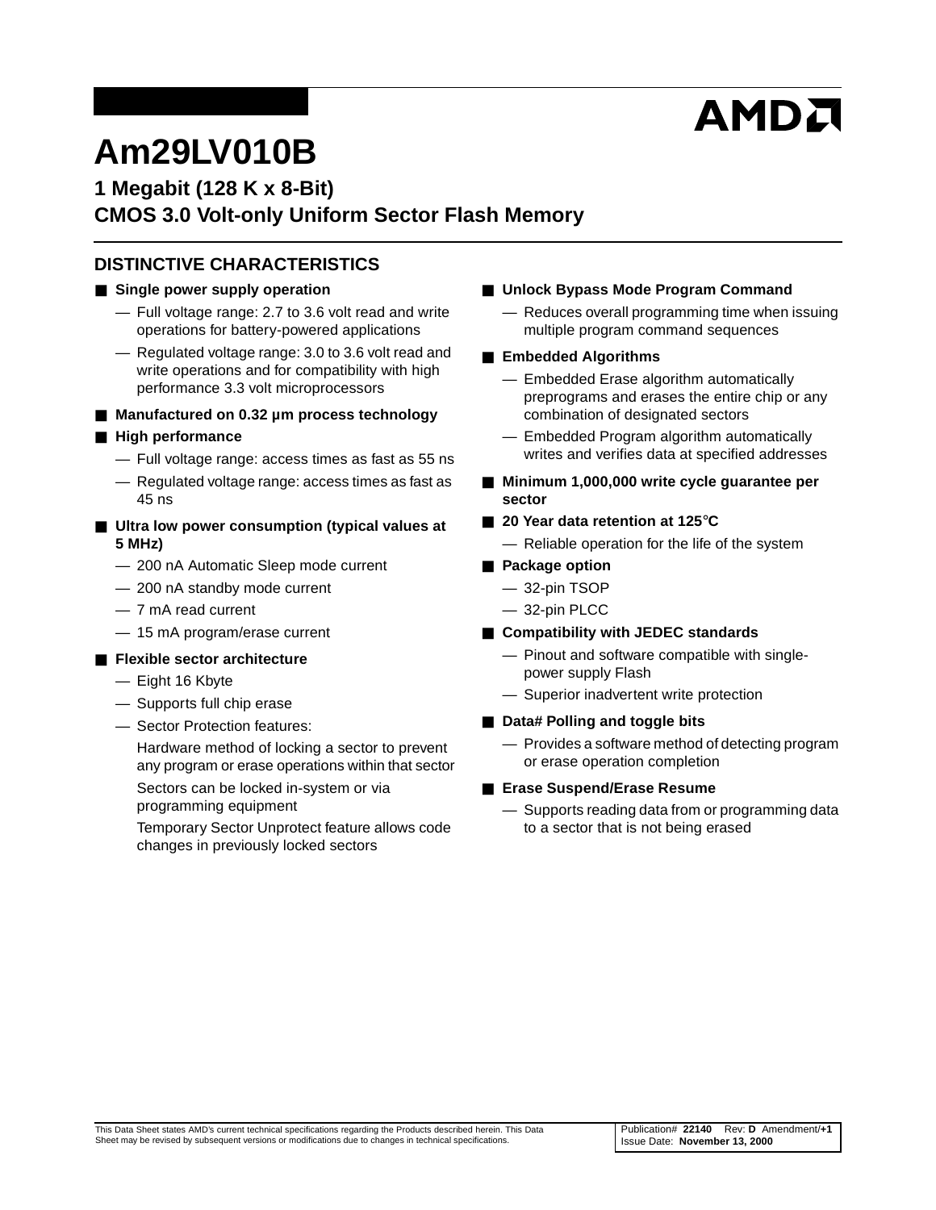# Am29LV010B

## 1 Megabit (128 K x 8-Bit)
## CMOS 3.0 Volt-only Uniform Sector Flash Memory

### DISTINCTIVE CHARACTERISTICS

- **Single power supply operation**
  - Full voltage range: 2.7 to 3.6 volt read and write operations for battery-powered applications
  - Regulated voltage range: 3.0 to 3.6 volt read and write operations and for compatibility with high performance 3.3 volt microprocessors
- **Manufactured on 0.32 µm process technology**
- **High performance**
  - Full voltage range: access times as fast as 55 ns
  - Regulated voltage range: access times as fast as 45 ns
- **Ultra low power consumption (typical values at 5 MHz)**
  - 200 nA Automatic Sleep mode current
  - 200 nA standby mode current
  - 7 mA read current
  - 15 mA program/erase current
- **Flexible sector architecture**
  - Eight 16 Kbyte
  - Supports full chip erase
  - Sector Protection features:

    Hardware method of locking a sector to prevent any program or erase operations within that sector

    Sectors can be locked in-system or via programming equipment

    Temporary Sector Unprotect feature allows code changes in previously locked sectors
- **Unlock Bypass Mode Program Command**
  - Reduces overall programming time when issuing multiple program command sequences
- **Embedded Algorithms**
  - Embedded Erase algorithm automatically preprograms and erases the entire chip or any combination of designated sectors
  - Embedded Program algorithm automatically writes and verifies data at specified addresses
- **Minimum 1,000,000 write cycle guarantee per sector**
- **20 Year data retention at 125°C**
  - Reliable operation for the life of the system
- **Package option**
  - 32-pin TSOP
  - 32-pin PLCC
- **Compatibility with JEDEC standards**
  - Pinout and software compatible with single-power supply Flash
  - Superior inadvertent write protection
- **Data# Polling and toggle bits**
  - Provides a software method of detecting program or erase operation completion
- **Erase Suspend/Erase Resume**
  - Supports reading data from or programming data to a sector that is not being erased

This Data Sheet states AMD's current technical specifications regarding the Products described herein. This Data Sheet may be revised by subsequent versions or modifications due to changes in technical specifications.

Publication# **22140** Rev: **D** Amendment/**+1**
Issue Date: **November 13, 2000**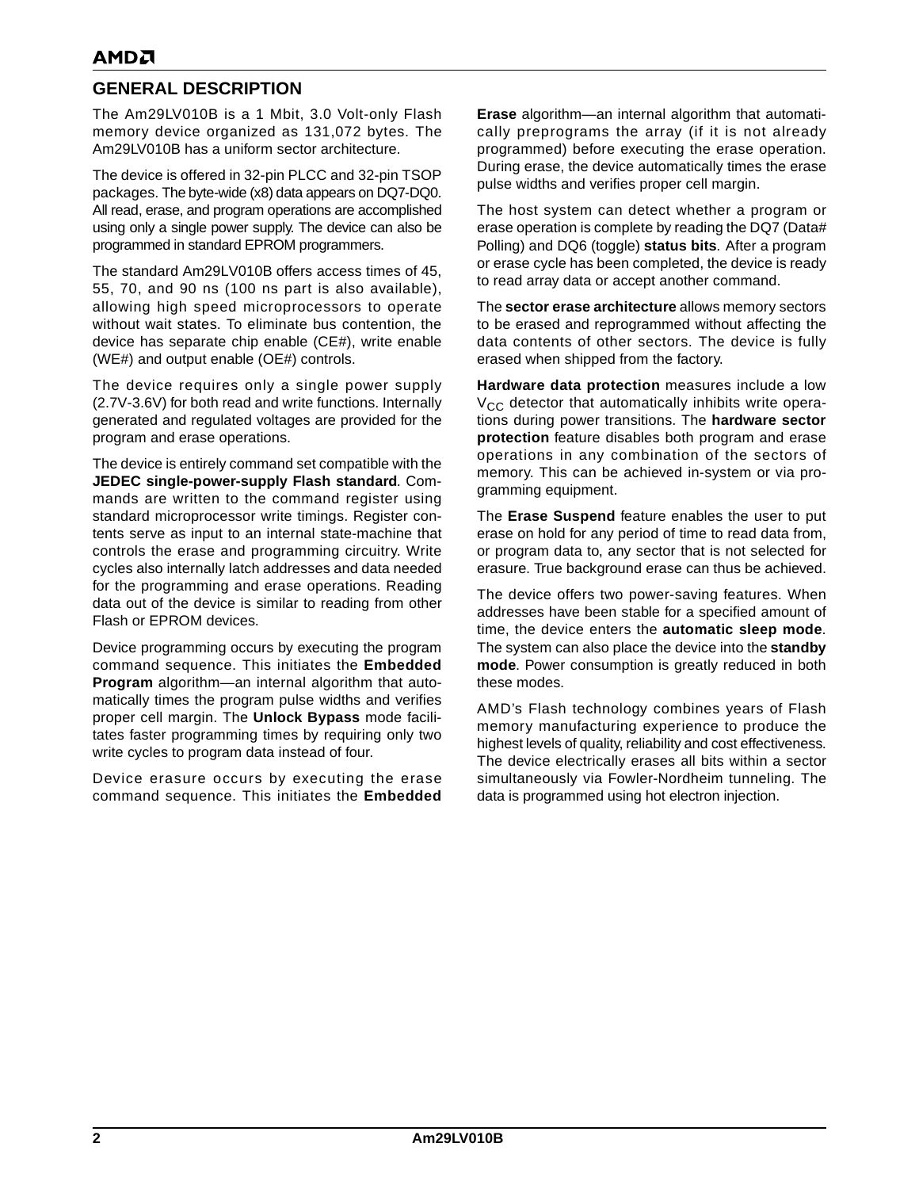## GENERAL DESCRIPTION

The Am29LV010B is a 1 Mbit, 3.0 Volt-only Flash memory device organized as 131,072 bytes. The Am29LV010B has a uniform sector architecture.

The device is offered in 32-pin PLCC and 32-pin TSOP packages. The byte-wide (x8) data appears on DQ7-DQ0. All read, erase, and program operations are accomplished using only a single power supply. The device can also be programmed in standard EPROM programmers.

The standard Am29LV010B offers access times of 45, 55, 70, and 90 ns (100 ns part is also available), allowing high speed microprocessors to operate without wait states. To eliminate bus contention, the device has separate chip enable (CE#), write enable (WE#) and output enable (OE#) controls.

The device requires only a single power supply (2.7V-3.6V) for both read and write functions. Internally generated and regulated voltages are provided for the program and erase operations.

The device is entirely command set compatible with the **JEDEC single-power-supply Flash standard**. Commands are written to the command register using standard microprocessor write timings. Register contents serve as input to an internal state-machine that controls the erase and programming circuitry. Write cycles also internally latch addresses and data needed for the programming and erase operations. Reading data out of the device is similar to reading from other Flash or EPROM devices.

Device programming occurs by executing the program command sequence. This initiates the **Embedded Program** algorithm—an internal algorithm that automatically times the program pulse widths and verifies proper cell margin. The **Unlock Bypass** mode facilitates faster programming times by requiring only two write cycles to program data instead of four.

Device erasure occurs by executing the erase command sequence. This initiates the **Embedded Erase** algorithm—an internal algorithm that automatically preprograms the array (if it is not already programmed) before executing the erase operation. During erase, the device automatically times the erase pulse widths and verifies proper cell margin.

The host system can detect whether a program or erase operation is complete by reading the DQ7 (Data# Polling) and DQ6 (toggle) **status bits**. After a program or erase cycle has been completed, the device is ready to read array data or accept another command.

The **sector erase architecture** allows memory sectors to be erased and reprogrammed without affecting the data contents of other sectors. The device is fully erased when shipped from the factory.

**Hardware data protection** measures include a low $V_{CC}$ detector that automatically inhibits write operations during power transitions. The **hardware sector protection** feature disables both program and erase operations in any combination of the sectors of memory. This can be achieved in-system or via programming equipment.

The **Erase Suspend** feature enables the user to put erase on hold for any period of time to read data from, or program data to, any sector that is not selected for erasure. True background erase can thus be achieved.

The device offers two power-saving features. When addresses have been stable for a specified amount of time, the device enters the **automatic sleep mode**. The system can also place the device into the **standby mode**. Power consumption is greatly reduced in both these modes.

AMD's Flash technology combines years of Flash memory manufacturing experience to produce the highest levels of quality, reliability and cost effectiveness. The device electrically erases all bits within a sector simultaneously via Fowler-Nordheim tunneling. The data is programmed using hot electron injection.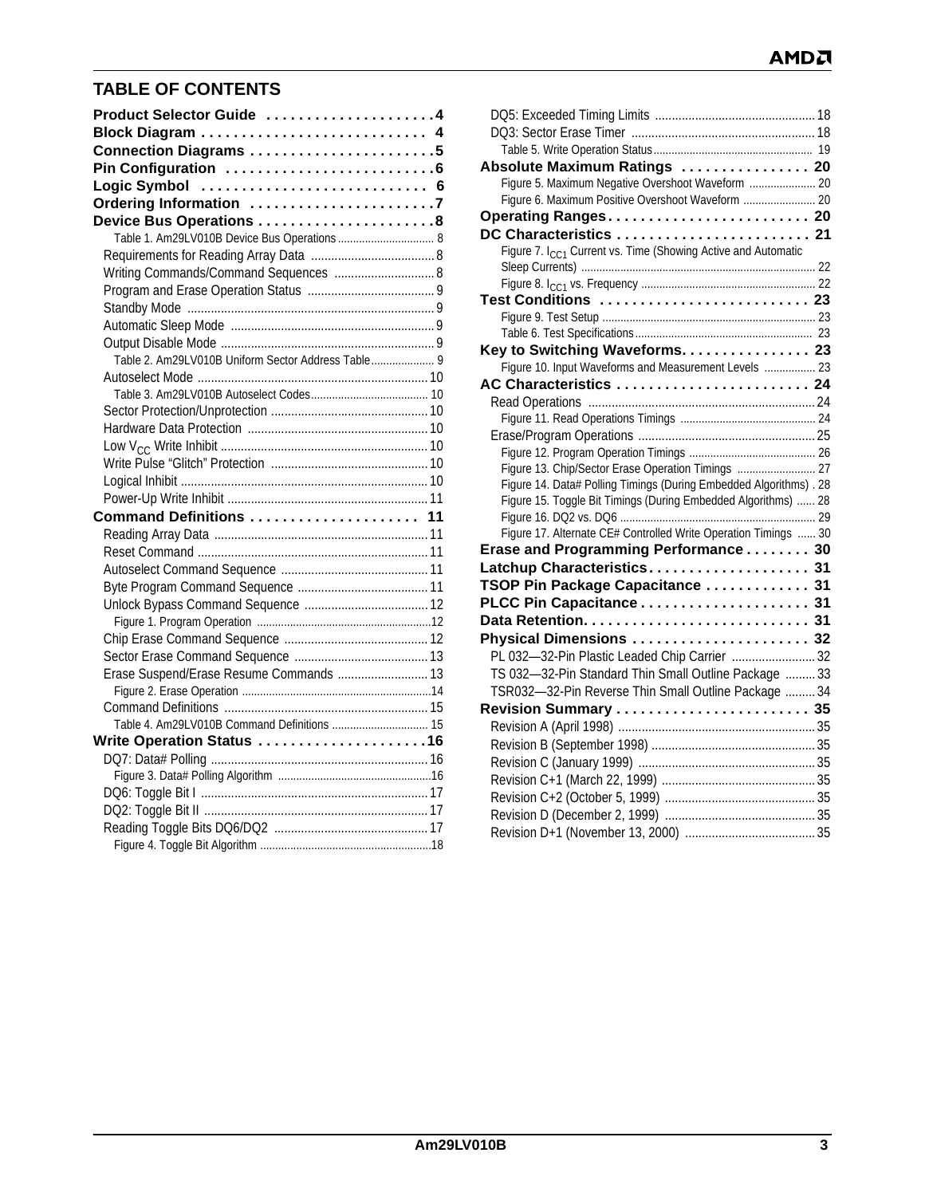## TABLE OF CONTENTS

**Product Selector Guide . . . . . . . . . . . . . . . . . . . . 4**
**Block Diagram . . . . . . . . . . . . . . . . . . . . . . . . . . . 4**
**Connection Diagrams . . . . . . . . . . . . . . . . . . . . . . 5**
**Pin Configuration . . . . . . . . . . . . . . . . . . . . . . . . . 6**
**Logic Symbol . . . . . . . . . . . . . . . . . . . . . . . . . . . 6**
**Ordering Information . . . . . . . . . . . . . . . . . . . . . . 7**
**Device Bus Operations . . . . . . . . . . . . . . . . . . . . . 8**
- Table 1. Am29LV010B Device Bus Operations . . . . . . . . . . 8
- Requirements for Reading Array Data . . . . . . . . . . 8
- Writing Commands/Command Sequences . . . . . . . . . . 8
- Program and Erase Operation Status . . . . . . . . . . 9
- Standby Mode . . . . . . . . . . 9
- Automatic Sleep Mode . . . . . . . . . . 9
- Output Disable Mode . . . . . . . . . . 9
- Table 2. Am29LV010B Uniform Sector Address Table . . . . . . . . . . 9
- Autoselect Mode . . . . . . . . . . 10
- Table 3. Am29LV010B Autoselect Codes . . . . . . . . . . 10
- Sector Protection/Unprotection . . . . . . . . . . 10
- Hardware Data Protection . . . . . . . . . . 10
- Low $V_{CC}$ Write Inhibit . . . . . . . . . . 10
- Write Pulse "Glitch" Protection . . . . . . . . . . 10
- Logical Inhibit . . . . . . . . . . 10
- Power-Up Write Inhibit . . . . . . . . . . 11

**Command Definitions . . . . . . . . . . . . . . . . . . . . 11**
- Reading Array Data . . . . . . . . . . 11
- Reset Command . . . . . . . . . . 11
- Autoselect Command Sequence . . . . . . . . . . 11
- Byte Program Command Sequence . . . . . . . . . . 11
- Unlock Bypass Command Sequence . . . . . . . . . . 12
- Figure 1. Program Operation . . . . . . . . . . 12
- Chip Erase Command Sequence . . . . . . . . . . 12
- Sector Erase Command Sequence . . . . . . . . . . 13
- Erase Suspend/Erase Resume Commands . . . . . . . . . . 13
- Figure 2. Erase Operation . . . . . . . . . . 14
- Command Definitions . . . . . . . . . . 15
- Table 4. Am29LV010B Command Definitions . . . . . . . . . . 15

**Write Operation Status . . . . . . . . . . . . . . . . . . . . 16**
- DQ7: Data# Polling . . . . . . . . . . 16
- Figure 3. Data# Polling Algorithm . . . . . . . . . . 16
- DQ6: Toggle Bit I . . . . . . . . . . 17
- DQ2: Toggle Bit II . . . . . . . . . . 17
- Reading Toggle Bits DQ6/DQ2 . . . . . . . . . . 17
- Figure 4. Toggle Bit Algorithm . . . . . . . . . . 18
- DQ5: Exceeded Timing Limits . . . . . . . . . . 18
- DQ3: Sector Erase Timer . . . . . . . . . . 18
- Table 5. Write Operation Status . . . . . . . . . . 19

**Absolute Maximum Ratings . . . . . . . . . . . . . . . . 20**
- Figure 5. Maximum Negative Overshoot Waveform . . . . . . . . . . 20
- Figure 6. Maximum Positive Overshoot Waveform . . . . . . . . . . 20

**Operating Ranges . . . . . . . . . . . . . . . . . . . . . . . . 20**
**DC Characteristics . . . . . . . . . . . . . . . . . . . . . . . 21**
- Figure 7. $I_{CC1}$ Current vs. Time (Showing Active and Automatic Sleep Currents) . . . . . . . . . . 22
- Figure 8. $I_{CC1}$ vs. Frequency . . . . . . . . . . 22

**Test Conditions . . . . . . . . . . . . . . . . . . . . . . . . . 23**
- Figure 9. Test Setup . . . . . . . . . . 23
- Table 6. Test Specifications . . . . . . . . . . 23

**Key to Switching Waveforms. . . . . . . . . . . . . . . . 23**
- Figure 10. Input Waveforms and Measurement Levels . . . . . . . . . . 23

**AC Characteristics . . . . . . . . . . . . . . . . . . . . . . . 24**
- Read Operations . . . . . . . . . . 24
- Figure 11. Read Operations Timings . . . . . . . . . . 24
- Erase/Program Operations . . . . . . . . . . 25
- Figure 12. Program Operation Timings . . . . . . . . . . 26
- Figure 13. Chip/Sector Erase Operation Timings . . . . . . . . . . 27
- Figure 14. Data# Polling Timings (During Embedded Algorithms) . 28
- Figure 15. Toggle Bit Timings (During Embedded Algorithms) . . . . . . 28
- Figure 16. DQ2 vs. DQ6 . . . . . . . . . . 29
- Figure 17. Alternate CE# Controlled Write Operation Timings . . . . . . 30

**Erase and Programming Performance . . . . . . . . 30**
**Latchup Characteristics. . . . . . . . . . . . . . . . . . . . 31**
**TSOP Pin Package Capacitance . . . . . . . . . . . . . 31**
**PLCC Pin Capacitance . . . . . . . . . . . . . . . . . . . . . 31**
**Data Retention. . . . . . . . . . . . . . . . . . . . . . . . . . . 31**
**Physical Dimensions . . . . . . . . . . . . . . . . . . . . . . 32**
- PL 032—32-Pin Plastic Leaded Chip Carrier . . . . . . . . . . 32
- TS 032—32-Pin Standard Thin Small Outline Package . . . . . . . . . . 33
- TSR032—32-Pin Reverse Thin Small Outline Package . . . . . . . . . . 34

**Revision Summary . . . . . . . . . . . . . . . . . . . . . . . . 35**
- Revision A (April 1998) . . . . . . . . . . 35
- Revision B (September 1998) . . . . . . . . . . 35
- Revision C (January 1999) . . . . . . . . . . 35
- Revision C+1 (March 22, 1999) . . . . . . . . . . 35
- Revision C+2 (October 5, 1999) . . . . . . . . . . 35
- Revision D (December 2, 1999) . . . . . . . . . . 35
- Revision D+1 (November 13, 2000) . . . . . . . . . . 35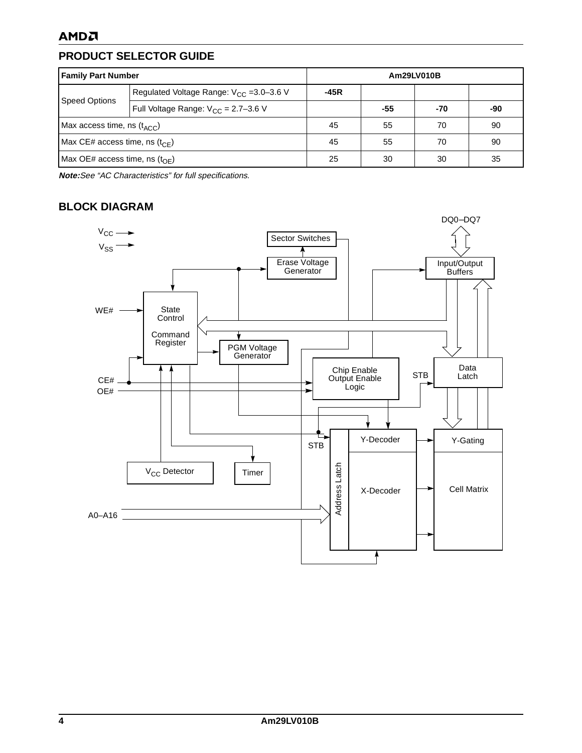## PRODUCT SELECTOR GUIDE

| Family Part Number | | Am29LV010B | | | |
|---|---|---|---|---|---|
| Speed Options | Regulated Voltage Range: $V_{CC}$ =3.0–3.6 V | **-45R** | | | |
| | Full Voltage Range: $V_{CC}$ = 2.7–3.6 V | | **-55** | **-70** | **-90** |
| Max access time, ns ($t_{ACC}$) | | 45 | 55 | 70 | 90 |
| Max CE# access time, ns ($t_{CE}$) | | 45 | 55 | 70 | 90 |
| Max OE# access time, ns ($t_{OE}$) | | 25 | 30 | 30 | 35 |

***Note:*** *See "AC Characteristics" for full specifications.*

## BLOCK DIAGRAM

$V_{CC}$
$V_{SS}$
WE#
CE#
OE#
A0–A16
DQ0–DQ7
Sector Switches
Erase Voltage Generator
Input/Output Buffers
State Control
Command Register
PGM Voltage Generator
Chip Enable Output Enable Logic
STB
Data Latch
Y-Decoder
Y-Gating
STB
$V_{CC}$ Detector
Timer
Address Latch
X-Decoder
Cell Matrix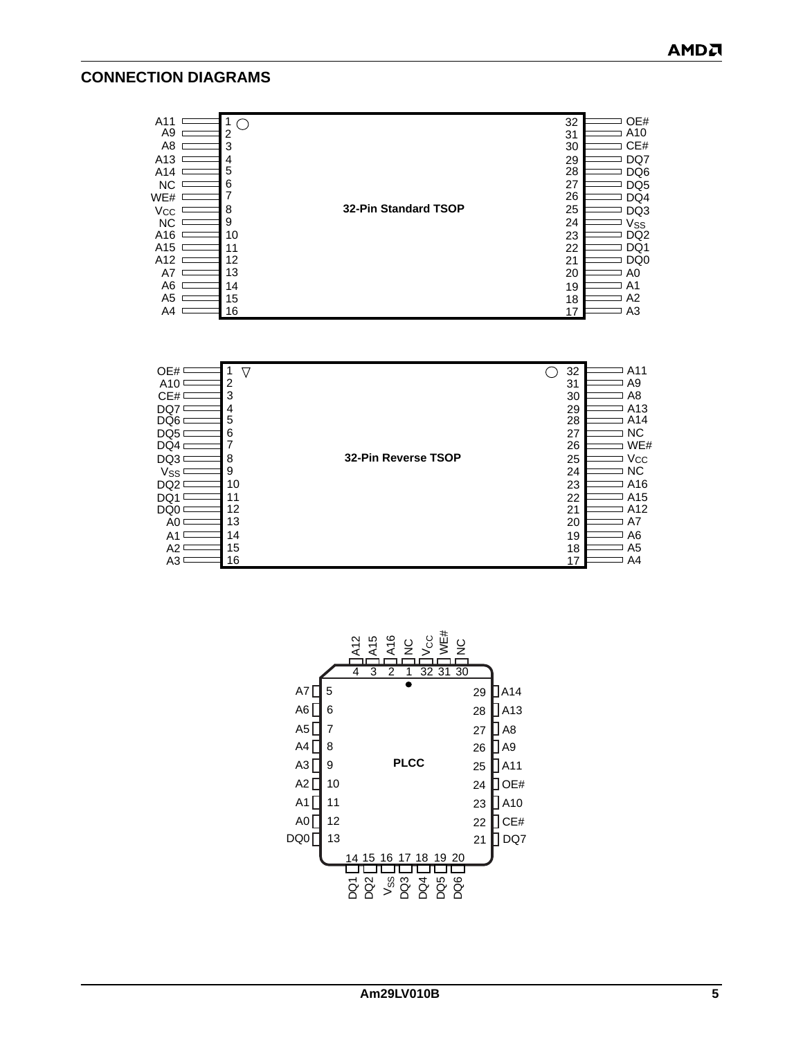## CONNECTION DIAGRAMS

**32-Pin Standard TSOP**

| Pin | Signal | Pin | Signal |
|---|---|---|---|
| 1 | A11 | 32 | OE# |
| 2 | A9 | 31 | A10 |
| 3 | A8 | 30 | CE# |
| 4 | A13 | 29 | DQ7 |
| 5 | A14 | 28 | DQ6 |
| 6 | NC | 27 | DQ5 |
| 7 | WE# | 26 | DQ4 |
| 8 | $V_{CC}$ | 25 | DQ3 |
| 9 | NC | 24 | $V_{SS}$ |
| 10 | A16 | 23 | DQ2 |
| 11 | A15 | 22 | DQ1 |
| 12 | A12 | 21 | DQ0 |
| 13 | A7 | 20 | A0 |
| 14 | A6 | 19 | A1 |
| 15 | A5 | 18 | A2 |
| 16 | A4 | 17 | A3 |

**32-Pin Reverse TSOP**

| Pin | Signal | Pin | Signal |
|---|---|---|---|
| 1 | OE# | 32 | A11 |
| 2 | A10 | 31 | A9 |
| 3 | CE# | 30 | A8 |
| 4 | DQ7 | 29 | A13 |
| 5 | DQ6 | 28 | A14 |
| 6 | DQ5 | 27 | NC |
| 7 | DQ4 | 26 | WE# |
| 8 | DQ3 | 25 | $V_{CC}$ |
| 9 | $V_{SS}$ | 24 | NC |
| 10 | DQ2 | 23 | A16 |
| 11 | DQ1 | 22 | A15 |
| 12 | DQ0 | 21 | A12 |
| 13 | A0 | 20 | A7 |
| 14 | A1 | 19 | A6 |
| 15 | A2 | 18 | A5 |
| 16 | A3 | 17 | A4 |

**PLCC**

| Pin | Signal | Pin | Signal |
|---|---|---|---|
| 1 | NC | 17 | DQ3 |
| 2 | A16 | 18 | DQ4 |
| 3 | A15 | 19 | DQ5 |
| 4 | A12 | 20 | DQ6 |
| 5 | A7 | 21 | DQ7 |
| 6 | A6 | 22 | CE# |
| 7 | A5 | 23 | A10 |
| 8 | A4 | 24 | OE# |
| 9 | A3 | 25 | A11 |
| 10 | A2 | 26 | A9 |
| 11 | A1 | 27 | A8 |
| 12 | A0 | 28 | A13 |
| 13 | DQ0 | 29 | A14 |
| 14 | DQ1 | 30 | NC |
| 15 | DQ2 | 31 | WE# |
| 16 | $V_{SS}$ | 32 | $V_{CC}$ |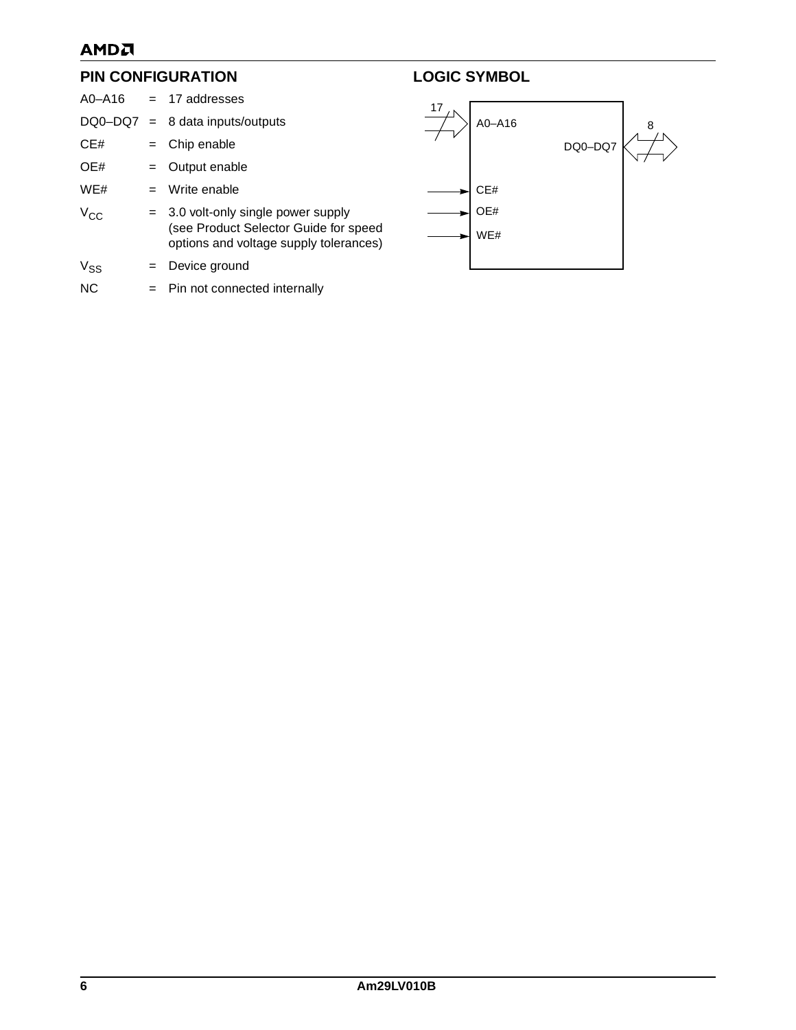## PIN CONFIGURATION

| | | |
|---|---|---|
| A0–A16 | = | 17 addresses |
| DQ0–DQ7 | = | 8 data inputs/outputs |
| CE# | = | Chip enable |
| OE# | = | Output enable |
| WE# | = | Write enable |
| $V_{CC}$ | = | 3.0 volt-only single power supply (see Product Selector Guide for speed options and voltage supply tolerances) |
| $V_{SS}$ | = | Device ground |
| NC | = | Pin not connected internally |

## LOGIC SYMBOL

17

A0–A16

8

DQ0–DQ7

CE#

OE#

WE#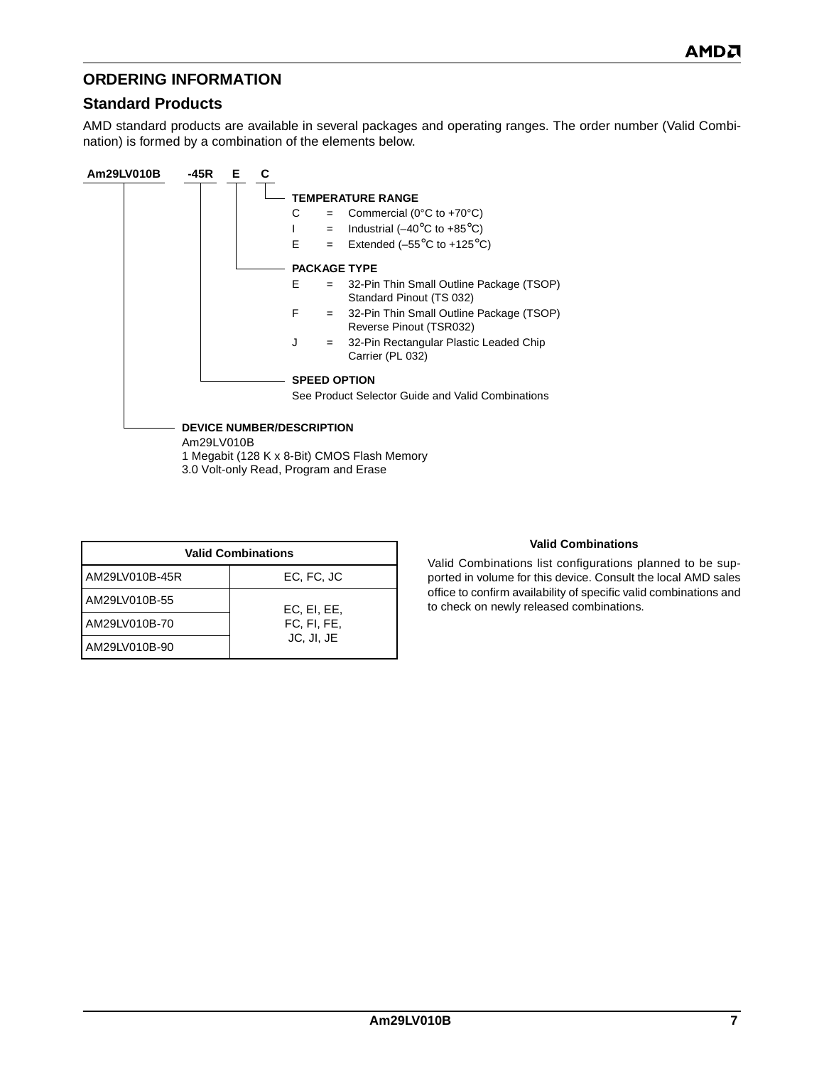## ORDERING INFORMATION

### Standard Products

AMD standard products are available in several packages and operating ranges. The order number (Valid Combination) is formed by a combination of the elements below.

**Am29LV010B -45R E C**

**TEMPERATURE RANGE**

- C = Commercial (0°C to +70°C)
- I = Industrial (–40°C to +85°C)
- E = Extended (–55°C to +125°C)

**PACKAGE TYPE**

- E = 32-Pin Thin Small Outline Package (TSOP) Standard Pinout (TS 032)
- F = 32-Pin Thin Small Outline Package (TSOP) Reverse Pinout (TSR032)
- J = 32-Pin Rectangular Plastic Leaded Chip Carrier (PL 032)

**SPEED OPTION**

See Product Selector Guide and Valid Combinations

**DEVICE NUMBER/DESCRIPTION**

Am29LV010B
1 Megabit (128 K x 8-Bit) CMOS Flash Memory
3.0 Volt-only Read, Program and Erase

| Valid Combinations | |
|---|---|
| AM29LV010B-45R | EC, FC, JC |
| AM29LV010B-55 | EC, EI, EE, FC, FI, FE, JC, JI, JE |
| AM29LV010B-70 | |
| AM29LV010B-90 | |

**Valid Combinations**

Valid Combinations list configurations planned to be supported in volume for this device. Consult the local AMD sales office to confirm availability of specific valid combinations and to check on newly released combinations.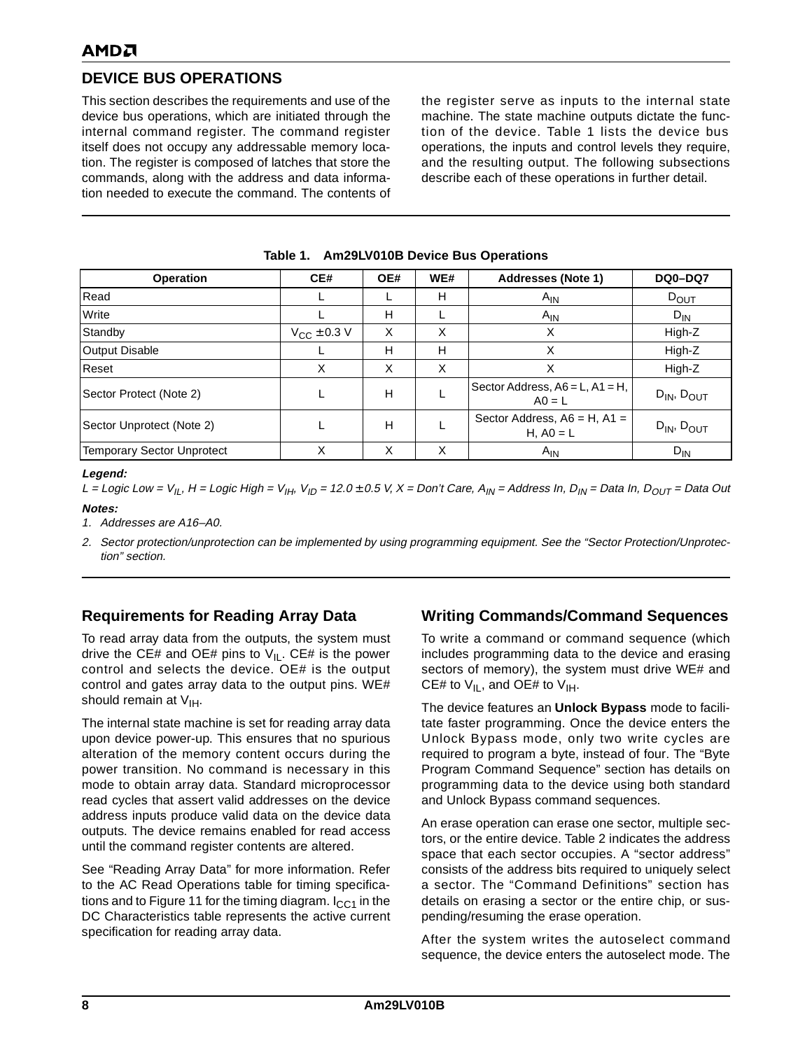## DEVICE BUS OPERATIONS

This section describes the requirements and use of the device bus operations, which are initiated through the internal command register. The command register itself does not occupy any addressable memory location. The register is composed of latches that store the commands, along with the address and data information needed to execute the command. The contents of the register serve as inputs to the internal state machine. The state machine outputs dictate the function of the device. Table 1 lists the device bus operations, the inputs and control levels they require, and the resulting output. The following subsections describe each of these operations in further detail.

**Table 1. Am29LV010B Device Bus Operations**

| Operation | CE# | OE# | WE# | Addresses (Note 1) | DQ0–DQ7 |
|---|---|---|---|---|---|
| Read | L | L | H | $A_{IN}$ | $D_{OUT}$ |
| Write | L | H | L | $A_{IN}$ | $D_{IN}$ |
| Standby | $V_{CC} \pm 0.3$ V | X | X | X | High-Z |
| Output Disable | L | H | H | X | High-Z |
| Reset | X | X | X | X | High-Z |
| Sector Protect (Note 2) | L | H | L | Sector Address, A6 = L, A1 = H, A0 = L | $D_{IN}$, $D_{OUT}$ |
| Sector Unprotect (Note 2) | L | H | L | Sector Address, A6 = H, A1 = H, A0 = L | $D_{IN}$, $D_{OUT}$ |
| Temporary Sector Unprotect | X | X | X | $A_{IN}$ | $D_{IN}$ |

***Legend:***

*L = Logic Low = $V_{IL}$, H = Logic High = $V_{IH}$, $V_{ID}$ = 12.0 ± 0.5 V, X = Don't Care, $A_{IN}$ = Address In, $D_{IN}$ = Data In, $D_{OUT}$ = Data Out*

***Notes:***

1. *Addresses are A16–A0.*
2. *Sector protection/unprotection can be implemented by using programming equipment. See the "Sector Protection/Unprotection" section.*

### Requirements for Reading Array Data

To read array data from the outputs, the system must drive the CE# and OE# pins to $V_{IL}$. CE# is the power control and selects the device. OE# is the output control and gates array data to the output pins. WE# should remain at $V_{IH}$.

The internal state machine is set for reading array data upon device power-up. This ensures that no spurious alteration of the memory content occurs during the power transition. No command is necessary in this mode to obtain array data. Standard microprocessor read cycles that assert valid addresses on the device address inputs produce valid data on the device data outputs. The device remains enabled for read access until the command register contents are altered.

See "Reading Array Data" for more information. Refer to the AC Read Operations table for timing specifications and to Figure 11 for the timing diagram. $I_{CC1}$ in the DC Characteristics table represents the active current specification for reading array data.

### Writing Commands/Command Sequences

To write a command or command sequence (which includes programming data to the device and erasing sectors of memory), the system must drive WE# and CE# to $V_{IL}$, and OE# to $V_{IH}$.

The device features an **Unlock Bypass** mode to facilitate faster programming. Once the device enters the Unlock Bypass mode, only two write cycles are required to program a byte, instead of four. The "Byte Program Command Sequence" section has details on programming data to the device using both standard and Unlock Bypass command sequences.

An erase operation can erase one sector, multiple sectors, or the entire device. Table 2 indicates the address space that each sector occupies. A "sector address" consists of the address bits required to uniquely select a sector. The "Command Definitions" section has details on erasing a sector or the entire chip, or suspending/resuming the erase operation.

After the system writes the autoselect command sequence, the device enters the autoselect mode. The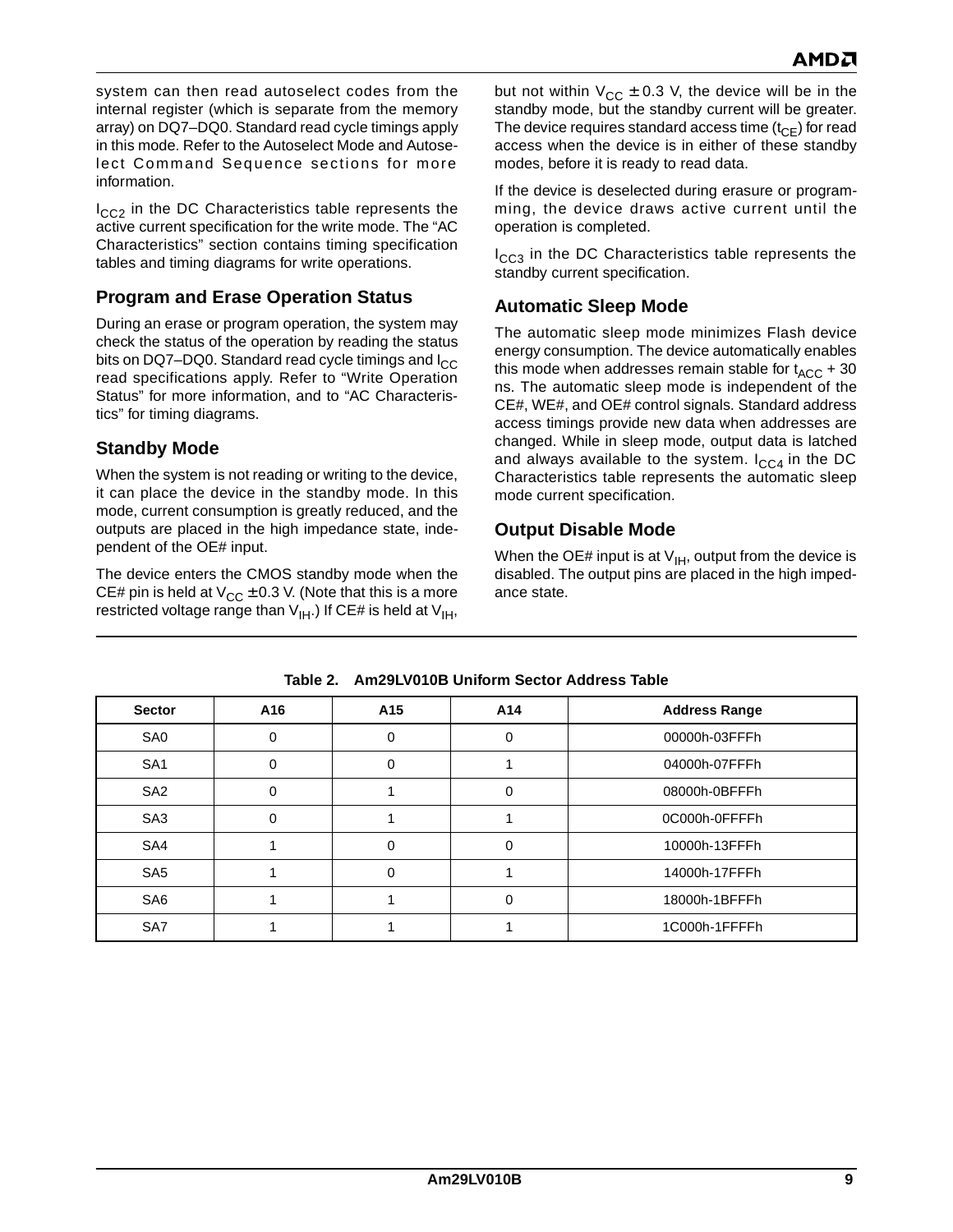system can then read autoselect codes from the internal register (which is separate from the memory array) on DQ7–DQ0. Standard read cycle timings apply in this mode. Refer to the Autoselect Mode and Autoselect Command Sequence sections for more information.

$I_{CC2}$ in the DC Characteristics table represents the active current specification for the write mode. The "AC Characteristics" section contains timing specification tables and timing diagrams for write operations.

## Program and Erase Operation Status

During an erase or program operation, the system may check the status of the operation by reading the status bits on DQ7–DQ0. Standard read cycle timings and $I_{CC}$ read specifications apply. Refer to "Write Operation Status" for more information, and to "AC Characteristics" for timing diagrams.

## Standby Mode

When the system is not reading or writing to the device, it can place the device in the standby mode. In this mode, current consumption is greatly reduced, and the outputs are placed in the high impedance state, independent of the OE# input.

The device enters the CMOS standby mode when the CE# pin is held at $V_{CC} \pm 0.3$ V. (Note that this is a more restricted voltage range than $V_{IH}$.) If CE# is held at $V_{IH}$, but not within $V_{CC} \pm 0.3$ V, the device will be in the standby mode, but the standby current will be greater. The device requires standard access time ($t_{CE}$) for read access when the device is in either of these standby modes, before it is ready to read data.

If the device is deselected during erasure or programming, the device draws active current until the operation is completed.

$I_{CC3}$ in the DC Characteristics table represents the standby current specification.

## Automatic Sleep Mode

The automatic sleep mode minimizes Flash device energy consumption. The device automatically enables this mode when addresses remain stable for $t_{ACC}$ + 30 ns. The automatic sleep mode is independent of the CE#, WE#, and OE# control signals. Standard address access timings provide new data when addresses are changed. While in sleep mode, output data is latched and always available to the system. $I_{CC4}$ in the DC Characteristics table represents the automatic sleep mode current specification.

## Output Disable Mode

When the OE# input is at $V_{IH}$, output from the device is disabled. The output pins are placed in the high impedance state.

**Table 2. Am29LV010B Uniform Sector Address Table**

| Sector | A16 | A15 | A14 | Address Range |
|---|---|---|---|---|
| SA0 | 0 | 0 | 0 | 00000h-03FFFh |
| SA1 | 0 | 0 | 1 | 04000h-07FFFh |
| SA2 | 0 | 1 | 0 | 08000h-0BFFFh |
| SA3 | 0 | 1 | 1 | 0C000h-0FFFFh |
| SA4 | 1 | 0 | 0 | 10000h-13FFFh |
| SA5 | 1 | 0 | 1 | 14000h-17FFFh |
| SA6 | 1 | 1 | 0 | 18000h-1BFFFh |
| SA7 | 1 | 1 | 1 | 1C000h-1FFFFh |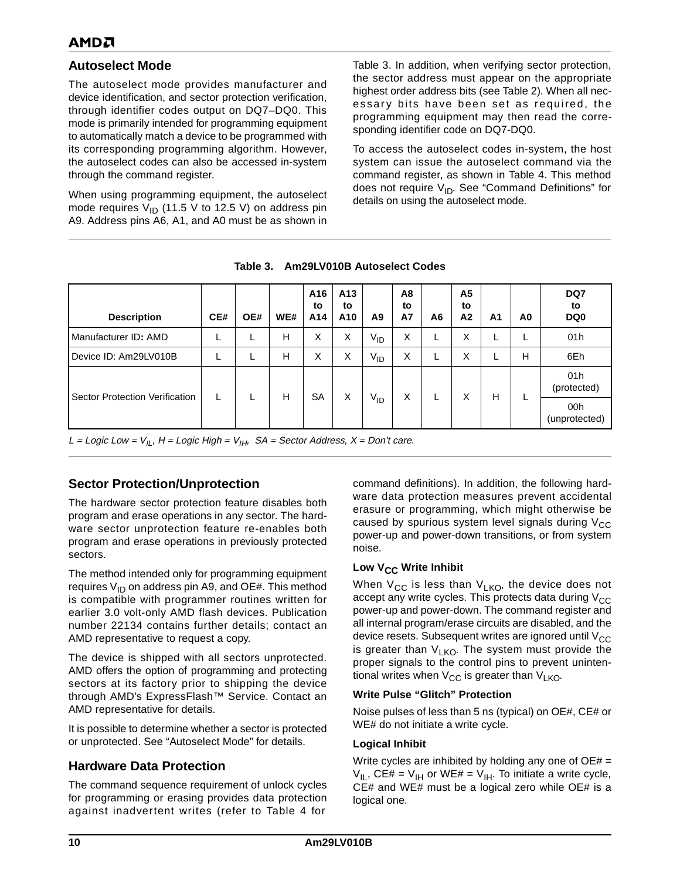## Autoselect Mode

The autoselect mode provides manufacturer and device identification, and sector protection verification, through identifier codes output on DQ7–DQ0. This mode is primarily intended for programming equipment to automatically match a device to be programmed with its corresponding programming algorithm. However, the autoselect codes can also be accessed in-system through the command register.

When using programming equipment, the autoselect mode requires $V_{ID}$ (11.5 V to 12.5 V) on address pin A9. Address pins A6, A1, and A0 must be as shown in Table 3. In addition, when verifying sector protection, the sector address must appear on the appropriate highest order address bits (see Table 2). When all necessary bits have been set as required, the programming equipment may then read the corresponding identifier code on DQ7-DQ0.

To access the autoselect codes in-system, the host system can issue the autoselect command via the command register, as shown in Table 4. This method does not require $V_{ID}$. See "Command Definitions" for details on using the autoselect mode.

**Table 3. Am29LV010B Autoselect Codes**

| Description | CE# | OE# | WE# | A16 to A14 | A13 to A10 | A9 | A8 to A7 | A6 | A5 to A2 | A1 | A0 | DQ7 to DQ0 |
|---|---|---|---|---|---|---|---|---|---|---|---|---|
| Manufacturer ID: AMD | L | L | H | X | X | $V_{ID}$ | X | L | X | L | L | 01h |
| Device ID: Am29LV010B | L | L | H | X | X | $V_{ID}$ | X | L | X | L | H | 6Eh |
| Sector Protection Verification | L | L | H | SA | X | $V_{ID}$ | X | L | X | H | L | 01h (protected) |
| | | | | | | | | | | | | 00h (unprotected) |

*L = Logic Low = $V_{IL}$, H = Logic High = $V_{IH}$, SA = Sector Address, X = Don't care.*

## Sector Protection/Unprotection

The hardware sector protection feature disables both program and erase operations in any sector. The hardware sector unprotection feature re-enables both program and erase operations in previously protected sectors.

The method intended only for programming equipment requires $V_{ID}$ on address pin A9, and OE#. This method is compatible with programmer routines written for earlier 3.0 volt-only AMD flash devices. Publication number 22134 contains further details; contact an AMD representative to request a copy.

The device is shipped with all sectors unprotected. AMD offers the option of programming and protecting sectors at its factory prior to shipping the device through AMD's ExpressFlash™ Service. Contact an AMD representative for details.

It is possible to determine whether a sector is protected or unprotected. See "Autoselect Mode" for details.

## Hardware Data Protection

The command sequence requirement of unlock cycles for programming or erasing provides data protection against inadvertent writes (refer to Table 4 for command definitions). In addition, the following hardware data protection measures prevent accidental erasure or programming, which might otherwise be caused by spurious system level signals during $V_{CC}$ power-up and power-down transitions, or from system noise.

### Low $V_{CC}$ Write Inhibit

When $V_{CC}$ is less than $V_{LKO}$, the device does not accept any write cycles. This protects data during $V_{CC}$ power-up and power-down. The command register and all internal program/erase circuits are disabled, and the device resets. Subsequent writes are ignored until $V_{CC}$ is greater than $V_{LKO}$. The system must provide the proper signals to the control pins to prevent unintentional writes when $V_{CC}$ is greater than $V_{LKO}$.

### Write Pulse "Glitch" Protection

Noise pulses of less than 5 ns (typical) on OE#, CE# or WE# do not initiate a write cycle.

### Logical Inhibit

Write cycles are inhibited by holding any one of OE# = $V_{IL}$, CE# = $V_{IH}$ or WE# = $V_{IH}$. To initiate a write cycle, CE# and WE# must be a logical zero while OE# is a logical one.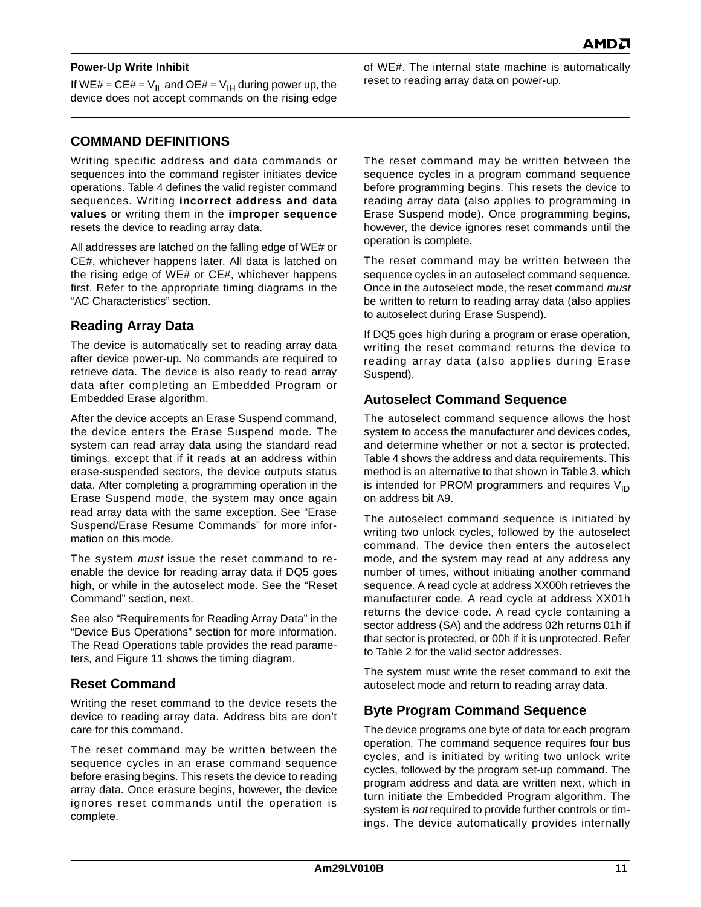### Power-Up Write Inhibit

If WE# = CE# = $V_{IL}$ and OE# = $V_{IH}$ during power up, the device does not accept commands on the rising edge of WE#. The internal state machine is automatically reset to reading array data on power-up.

## COMMAND DEFINITIONS

Writing specific address and data commands or sequences into the command register initiates device operations. Table 4 defines the valid register command sequences. Writing **incorrect address and data values** or writing them in the **improper sequence** resets the device to reading array data.

All addresses are latched on the falling edge of WE# or CE#, whichever happens later. All data is latched on the rising edge of WE# or CE#, whichever happens first. Refer to the appropriate timing diagrams in the "AC Characteristics" section.

### Reading Array Data

The device is automatically set to reading array data after device power-up. No commands are required to retrieve data. The device is also ready to read array data after completing an Embedded Program or Embedded Erase algorithm.

After the device accepts an Erase Suspend command, the device enters the Erase Suspend mode. The system can read array data using the standard read timings, except that if it reads at an address within erase-suspended sectors, the device outputs status data. After completing a programming operation in the Erase Suspend mode, the system may once again read array data with the same exception. See "Erase Suspend/Erase Resume Commands" for more information on this mode.

The system *must* issue the reset command to re-enable the device for reading array data if DQ5 goes high, or while in the autoselect mode. See the "Reset Command" section, next.

See also "Requirements for Reading Array Data" in the "Device Bus Operations" section for more information. The Read Operations table provides the read parameters, and Figure 11 shows the timing diagram.

### Reset Command

Writing the reset command to the device resets the device to reading array data. Address bits are don't care for this command.

The reset command may be written between the sequence cycles in an erase command sequence before erasing begins. This resets the device to reading array data. Once erasure begins, however, the device ignores reset commands until the operation is complete.

The reset command may be written between the sequence cycles in a program command sequence before programming begins. This resets the device to reading array data (also applies to programming in Erase Suspend mode). Once programming begins, however, the device ignores reset commands until the operation is complete.

The reset command may be written between the sequence cycles in an autoselect command sequence. Once in the autoselect mode, the reset command *must* be written to return to reading array data (also applies to autoselect during Erase Suspend).

If DQ5 goes high during a program or erase operation, writing the reset command returns the device to reading array data (also applies during Erase Suspend).

### Autoselect Command Sequence

The autoselect command sequence allows the host system to access the manufacturer and devices codes, and determine whether or not a sector is protected. Table 4 shows the address and data requirements. This method is an alternative to that shown in Table 3, which is intended for PROM programmers and requires $V_{ID}$ on address bit A9.

The autoselect command sequence is initiated by writing two unlock cycles, followed by the autoselect command. The device then enters the autoselect mode, and the system may read at any address any number of times, without initiating another command sequence. A read cycle at address XX00h retrieves the manufacturer code. A read cycle at address XX01h returns the device code. A read cycle containing a sector address (SA) and the address 02h returns 01h if that sector is protected, or 00h if it is unprotected. Refer to Table 2 for the valid sector addresses.

The system must write the reset command to exit the autoselect mode and return to reading array data.

### Byte Program Command Sequence

The device programs one byte of data for each program operation. The command sequence requires four bus cycles, and is initiated by writing two unlock write cycles, followed by the program set-up command. The program address and data are written next, which in turn initiate the Embedded Program algorithm. The system is *not* required to provide further controls or timings. The device automatically provides internally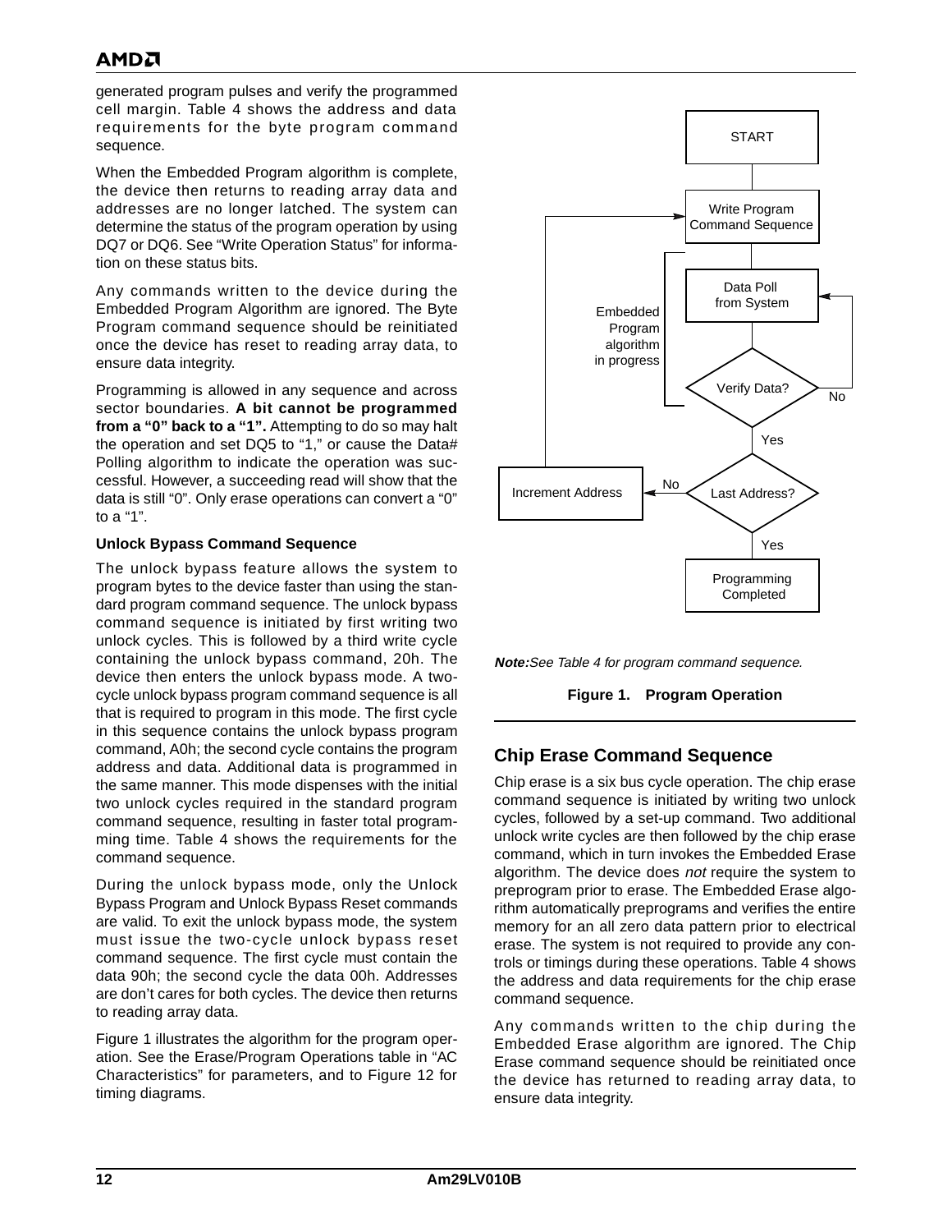generated program pulses and verify the programmed cell margin. Table 4 shows the address and data requirements for the byte program command sequence.

When the Embedded Program algorithm is complete, the device then returns to reading array data and addresses are no longer latched. The system can determine the status of the program operation by using DQ7 or DQ6. See "Write Operation Status" for information on these status bits.

Any commands written to the device during the Embedded Program Algorithm are ignored. The Byte Program command sequence should be reinitiated once the device has reset to reading array data, to ensure data integrity.

Programming is allowed in any sequence and across sector boundaries. **A bit cannot be programmed from a "0" back to a "1".** Attempting to do so may halt the operation and set DQ5 to "1," or cause the Data# Polling algorithm to indicate the operation was successful. However, a succeeding read will show that the data is still "0". Only erase operations can convert a "0" to a "1".

#### Unlock Bypass Command Sequence

The unlock bypass feature allows the system to program bytes to the device faster than using the standard program command sequence. The unlock bypass command sequence is initiated by first writing two unlock cycles. This is followed by a third write cycle containing the unlock bypass command, 20h. The device then enters the unlock bypass mode. A two-cycle unlock bypass program command sequence is all that is required to program in this mode. The first cycle in this sequence contains the unlock bypass program command, A0h; the second cycle contains the program address and data. Additional data is programmed in the same manner. This mode dispenses with the initial two unlock cycles required in the standard program command sequence, resulting in faster total programming time. Table 4 shows the requirements for the command sequence.

During the unlock bypass mode, only the Unlock Bypass Program and Unlock Bypass Reset commands are valid. To exit the unlock bypass mode, the system must issue the two-cycle unlock bypass reset command sequence. The first cycle must contain the data 90h; the second cycle the data 00h. Addresses are don't cares for both cycles. The device then returns to reading array data.

Figure 1 illustrates the algorithm for the program operation. See the Erase/Program Operations table in "AC Characteristics" for parameters, and to Figure 12 for timing diagrams.

START → Write Program Command Sequence → Data Poll from System → Verify Data? (No → Data Poll from System; Yes → Last Address?) → Last Address? (No → Increment Address → Write Program Command Sequence; Yes → Programming Completed)

Embedded Program algorithm in progress (spans Data Poll from System and Verify Data?)

***Note:*** *See Table 4 for program command sequence.*

**Figure 1. Program Operation**

## Chip Erase Command Sequence

Chip erase is a six bus cycle operation. The chip erase command sequence is initiated by writing two unlock cycles, followed by a set-up command. Two additional unlock write cycles are then followed by the chip erase command, which in turn invokes the Embedded Erase algorithm. The device does *not* require the system to preprogram prior to erase. The Embedded Erase algorithm automatically preprograms and verifies the entire memory for an all zero data pattern prior to electrical erase. The system is not required to provide any controls or timings during these operations. Table 4 shows the address and data requirements for the chip erase command sequence.

Any commands written to the chip during the Embedded Erase algorithm are ignored. The Chip Erase command sequence should be reinitiated once the device has returned to reading array data, to ensure data integrity.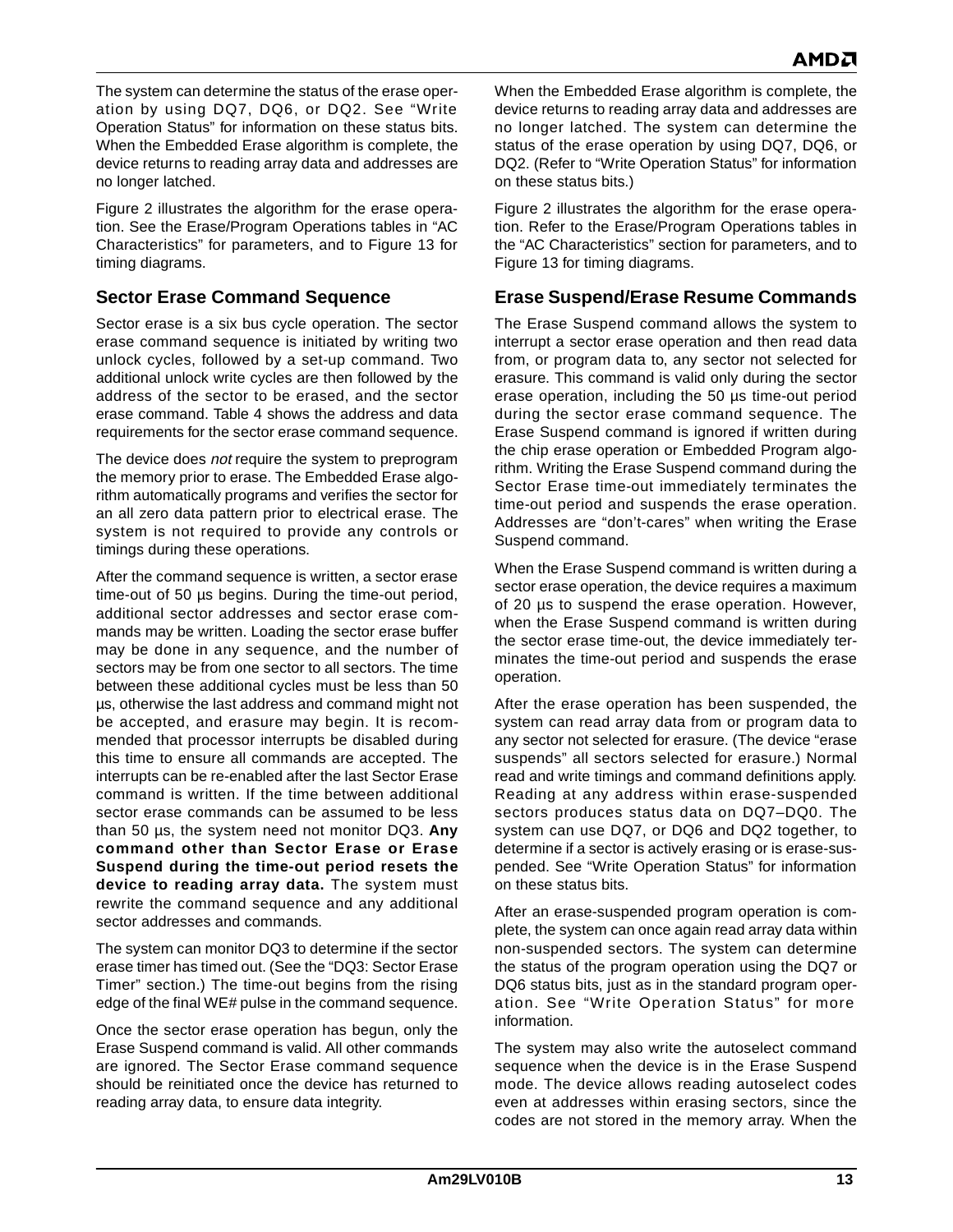The system can determine the status of the erase operation by using DQ7, DQ6, or DQ2. See "Write Operation Status" for information on these status bits. When the Embedded Erase algorithm is complete, the device returns to reading array data and addresses are no longer latched.

Figure 2 illustrates the algorithm for the erase operation. See the Erase/Program Operations tables in "AC Characteristics" for parameters, and to Figure 13 for timing diagrams.

## Sector Erase Command Sequence

Sector erase is a six bus cycle operation. The sector erase command sequence is initiated by writing two unlock cycles, followed by a set-up command. Two additional unlock write cycles are then followed by the address of the sector to be erased, and the sector erase command. Table 4 shows the address and data requirements for the sector erase command sequence.

The device does *not* require the system to preprogram the memory prior to erase. The Embedded Erase algorithm automatically programs and verifies the sector for an all zero data pattern prior to electrical erase. The system is not required to provide any controls or timings during these operations.

After the command sequence is written, a sector erase time-out of 50 µs begins. During the time-out period, additional sector addresses and sector erase commands may be written. Loading the sector erase buffer may be done in any sequence, and the number of sectors may be from one sector to all sectors. The time between these additional cycles must be less than 50 µs, otherwise the last address and command might not be accepted, and erasure may begin. It is recommended that processor interrupts be disabled during this time to ensure all commands are accepted. The interrupts can be re-enabled after the last Sector Erase command is written. If the time between additional sector erase commands can be assumed to be less than 50 µs, the system need not monitor DQ3. **Any command other than Sector Erase or Erase Suspend during the time-out period resets the device to reading array data.** The system must rewrite the command sequence and any additional sector addresses and commands.

The system can monitor DQ3 to determine if the sector erase timer has timed out. (See the "DQ3: Sector Erase Timer" section.) The time-out begins from the rising edge of the final WE# pulse in the command sequence.

Once the sector erase operation has begun, only the Erase Suspend command is valid. All other commands are ignored. The Sector Erase command sequence should be reinitiated once the device has returned to reading array data, to ensure data integrity.

When the Embedded Erase algorithm is complete, the device returns to reading array data and addresses are no longer latched. The system can determine the status of the erase operation by using DQ7, DQ6, or DQ2. (Refer to "Write Operation Status" for information on these status bits.)

Figure 2 illustrates the algorithm for the erase operation. Refer to the Erase/Program Operations tables in the "AC Characteristics" section for parameters, and to Figure 13 for timing diagrams.

## Erase Suspend/Erase Resume Commands

The Erase Suspend command allows the system to interrupt a sector erase operation and then read data from, or program data to, any sector not selected for erasure. This command is valid only during the sector erase operation, including the 50 µs time-out period during the sector erase command sequence. The Erase Suspend command is ignored if written during the chip erase operation or Embedded Program algorithm. Writing the Erase Suspend command during the Sector Erase time-out immediately terminates the time-out period and suspends the erase operation. Addresses are "don't-cares" when writing the Erase Suspend command.

When the Erase Suspend command is written during a sector erase operation, the device requires a maximum of 20 µs to suspend the erase operation. However, when the Erase Suspend command is written during the sector erase time-out, the device immediately terminates the time-out period and suspends the erase operation.

After the erase operation has been suspended, the system can read array data from or program data to any sector not selected for erasure. (The device "erase suspends" all sectors selected for erasure.) Normal read and write timings and command definitions apply. Reading at any address within erase-suspended sectors produces status data on DQ7–DQ0. The system can use DQ7, or DQ6 and DQ2 together, to determine if a sector is actively erasing or is erase-suspended. See "Write Operation Status" for information on these status bits.

After an erase-suspended program operation is complete, the system can once again read array data within non-suspended sectors. The system can determine the status of the program operation using the DQ7 or DQ6 status bits, just as in the standard program operation. See "Write Operation Status" for more information.

The system may also write the autoselect command sequence when the device is in the Erase Suspend mode. The device allows reading autoselect codes even at addresses within erasing sectors, since the codes are not stored in the memory array. When the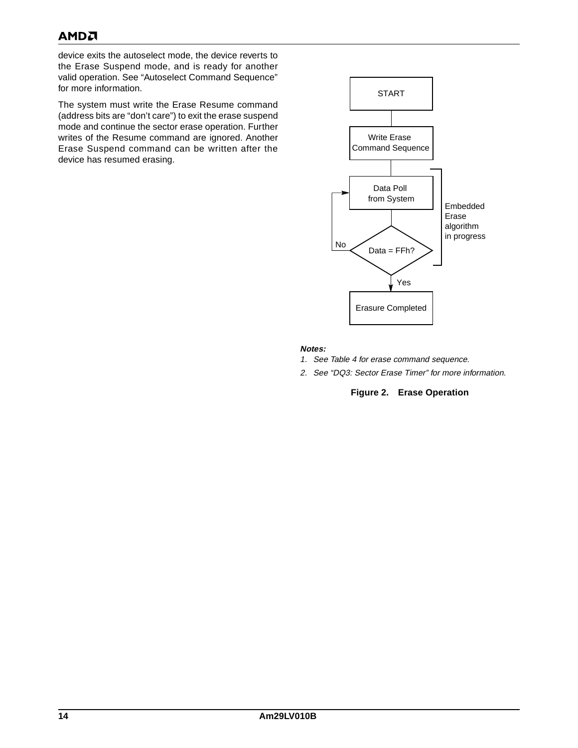device exits the autoselect mode, the device reverts to the Erase Suspend mode, and is ready for another valid operation. See “Autoselect Command Sequence” for more information.

The system must write the Erase Resume command (address bits are “don’t care”) to exit the erase suspend mode and continue the sector erase operation. Further writes of the Resume command are ignored. Another Erase Suspend command can be written after the device has resumed erasing.

START

Write Erase Command Sequence

Data Poll from System

Data = FFh?

No

Yes

Embedded Erase algorithm in progress

Erasure Completed

***Notes:***

*1. See Table 4 for erase command sequence.*

*2. See “DQ3: Sector Erase Timer” for more information.*

**Figure 2. Erase Operation**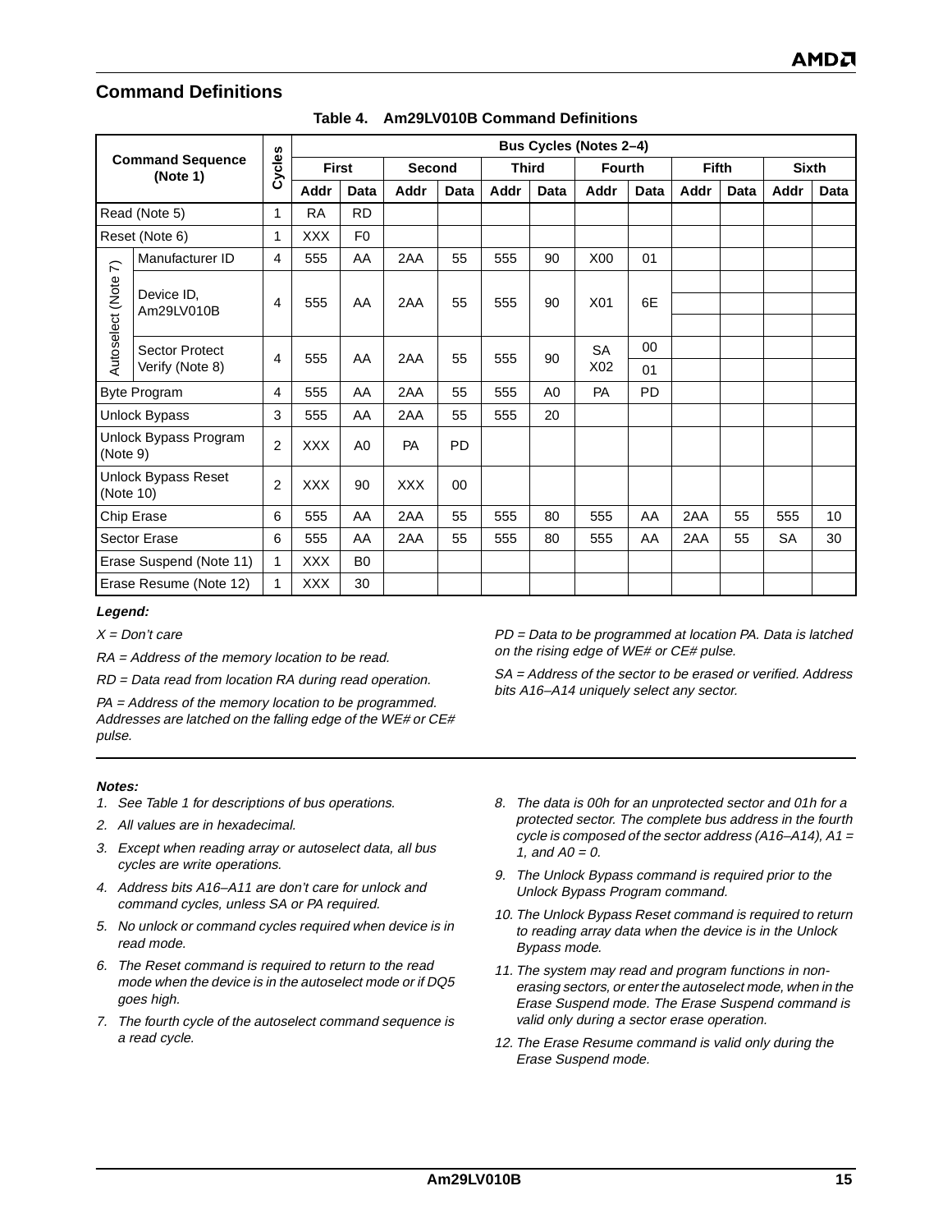## Command Definitions

**Table 4. Am29LV010B Command Definitions**

| Command Sequence (Note 1) | | Cycles | Bus Cycles (Notes 2–4) | | | | | | | | | | | |
|---|---|---|---|---|---|---|---|---|---|---|---|---|---|---|
| | | | First | | Second | | Third | | Fourth | | Fifth | | Sixth | |
| | | | Addr | Data | Addr | Data | Addr | Data | Addr | Data | Addr | Data | Addr | Data |
| Read (Note 5) | | 1 | RA | RD | | | | | | | | | | |
| Reset (Note 6) | | 1 | XXX | F0 | | | | | | | | | | |
| Autoselect (Note 7) | Manufacturer ID | 4 | 555 | AA | 2AA | 55 | 555 | 90 | X00 | 01 | | | | |
| | Device ID, Am29LV010B | 4 | 555 | AA | 2AA | 55 | 555 | 90 | X01 | 6E | | | | |
| | Sector Protect Verify (Note 8) | 4 | 555 | AA | 2AA | 55 | 555 | 90 | SA X02 | 00 / 01 | | | | |
| Byte Program | | 4 | 555 | AA | 2AA | 55 | 555 | A0 | PA | PD | | | | |
| Unlock Bypass | | 3 | 555 | AA | 2AA | 55 | 555 | 20 | | | | | | |
| Unlock Bypass Program (Note 9) | | 2 | XXX | A0 | PA | PD | | | | | | | | |
| Unlock Bypass Reset (Note 10) | | 2 | XXX | 90 | XXX | 00 | | | | | | | | |
| Chip Erase | | 6 | 555 | AA | 2AA | 55 | 555 | 80 | 555 | AA | 2AA | 55 | 555 | 10 |
| Sector Erase | | 6 | 555 | AA | 2AA | 55 | 555 | 80 | 555 | AA | 2AA | 55 | SA | 30 |
| Erase Suspend (Note 11) | | 1 | XXX | B0 | | | | | | | | | | |
| Erase Resume (Note 12) | | 1 | XXX | 30 | | | | | | | | | | |

***Legend:***

*X = Don't care*

*RA = Address of the memory location to be read.*

*RD = Data read from location RA during read operation.*

*PA = Address of the memory location to be programmed. Addresses are latched on the falling edge of the WE# or CE# pulse.*

*PD = Data to be programmed at location PA. Data is latched on the rising edge of WE# or CE# pulse.*

*SA = Address of the sector to be erased or verified. Address bits A16–A14 uniquely select any sector.*

***Notes:***

1. *See Table 1 for descriptions of bus operations.*
2. *All values are in hexadecimal.*
3. *Except when reading array or autoselect data, all bus cycles are write operations.*
4. *Address bits A16–A11 are don't care for unlock and command cycles, unless SA or PA required.*
5. *No unlock or command cycles required when device is in read mode.*
6. *The Reset command is required to return to the read mode when the device is in the autoselect mode or if DQ5 goes high.*
7. *The fourth cycle of the autoselect command sequence is a read cycle.*
8. *The data is 00h for an unprotected sector and 01h for a protected sector. The complete bus address in the fourth cycle is composed of the sector address (A16–A14), A1 = 1, and A0 = 0.*
9. *The Unlock Bypass command is required prior to the Unlock Bypass Program command.*
10. *The Unlock Bypass Reset command is required to return to reading array data when the device is in the Unlock Bypass mode.*
11. *The system may read and program functions in non-erasing sectors, or enter the autoselect mode, when in the Erase Suspend mode. The Erase Suspend command is valid only during a sector erase operation.*
12. *The Erase Resume command is valid only during the Erase Suspend mode.*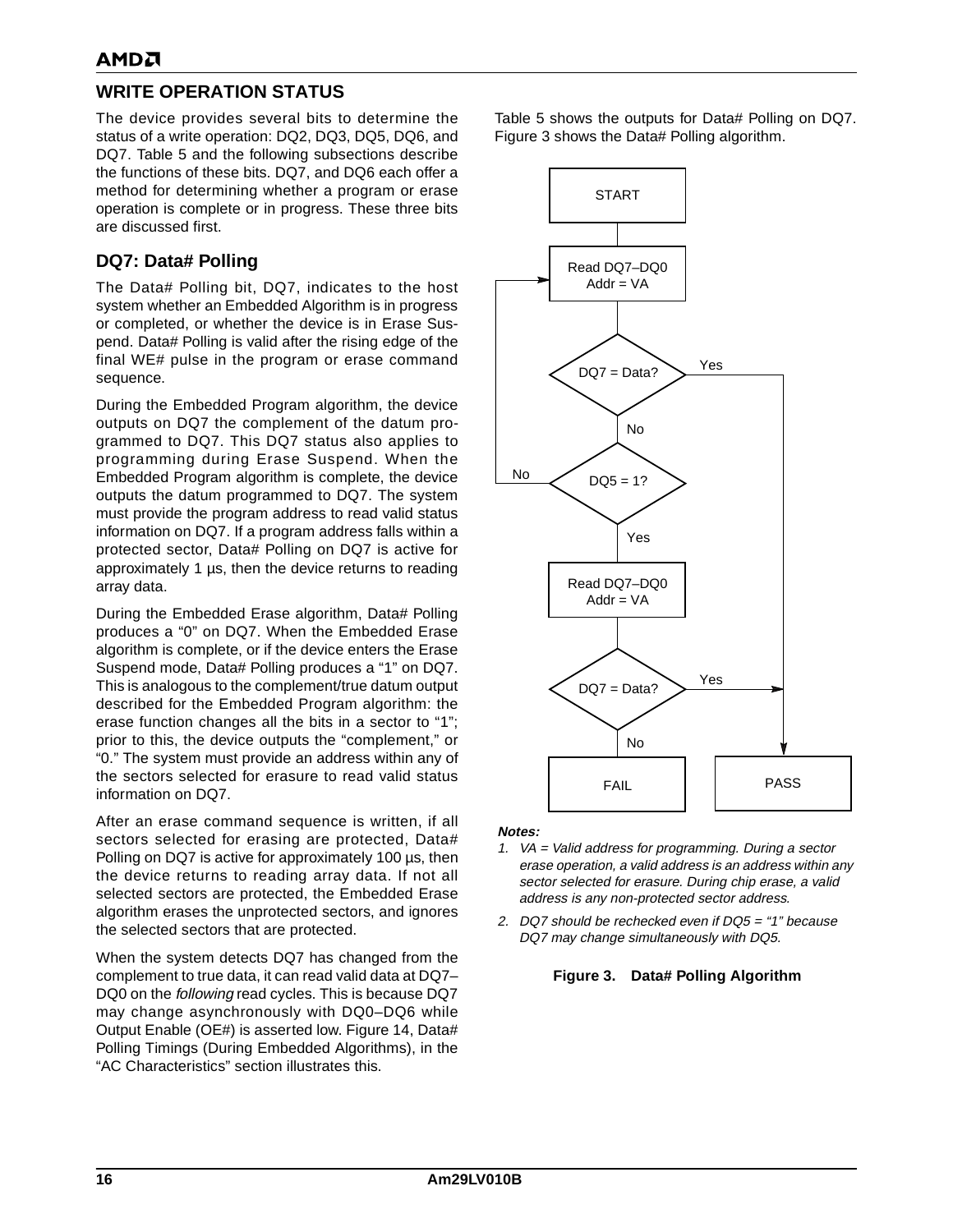## WRITE OPERATION STATUS

The device provides several bits to determine the status of a write operation: DQ2, DQ3, DQ5, DQ6, and DQ7. Table 5 and the following subsections describe the functions of these bits. DQ7, and DQ6 each offer a method for determining whether a program or erase operation is complete or in progress. These three bits are discussed first.

### DQ7: Data# Polling

The Data# Polling bit, DQ7, indicates to the host system whether an Embedded Algorithm is in progress or completed, or whether the device is in Erase Suspend. Data# Polling is valid after the rising edge of the final WE# pulse in the program or erase command sequence.

During the Embedded Program algorithm, the device outputs on DQ7 the complement of the datum programmed to DQ7. This DQ7 status also applies to programming during Erase Suspend. When the Embedded Program algorithm is complete, the device outputs the datum programmed to DQ7. The system must provide the program address to read valid status information on DQ7. If a program address falls within a protected sector, Data# Polling on DQ7 is active for approximately 1 µs, then the device returns to reading array data.

During the Embedded Erase algorithm, Data# Polling produces a "0" on DQ7. When the Embedded Erase algorithm is complete, or if the device enters the Erase Suspend mode, Data# Polling produces a "1" on DQ7. This is analogous to the complement/true datum output described for the Embedded Program algorithm: the erase function changes all the bits in a sector to "1"; prior to this, the device outputs the "complement," or "0." The system must provide an address within any of the sectors selected for erasure to read valid status information on DQ7.

After an erase command sequence is written, if all sectors selected for erasing are protected, Data# Polling on DQ7 is active for approximately 100 µs, then the device returns to reading array data. If not all selected sectors are protected, the Embedded Erase algorithm erases the unprotected sectors, and ignores the selected sectors that are protected.

When the system detects DQ7 has changed from the complement to true data, it can read valid data at DQ7–DQ0 on the *following* read cycles. This is because DQ7 may change asynchronously with DQ0–DQ6 while Output Enable (OE#) is asserted low. Figure 14, Data# Polling Timings (During Embedded Algorithms), in the "AC Characteristics" section illustrates this.

Table 5 shows the outputs for Data# Polling on DQ7. Figure 3 shows the Data# Polling algorithm.

START → Read DQ7–DQ0 Addr = VA → DQ7 = Data? (Yes → PASS; No →) DQ5 = 1? (No → back to Read DQ7–DQ0; Yes →) Read DQ7–DQ0 Addr = VA → DQ7 = Data? (Yes → PASS; No → FAIL)

***Notes:***

1. *VA = Valid address for programming. During a sector erase operation, a valid address is an address within any sector selected for erasure. During chip erase, a valid address is any non-protected sector address.*
2. *DQ7 should be rechecked even if DQ5 = "1" because DQ7 may change simultaneously with DQ5.*

**Figure 3. Data# Polling Algorithm**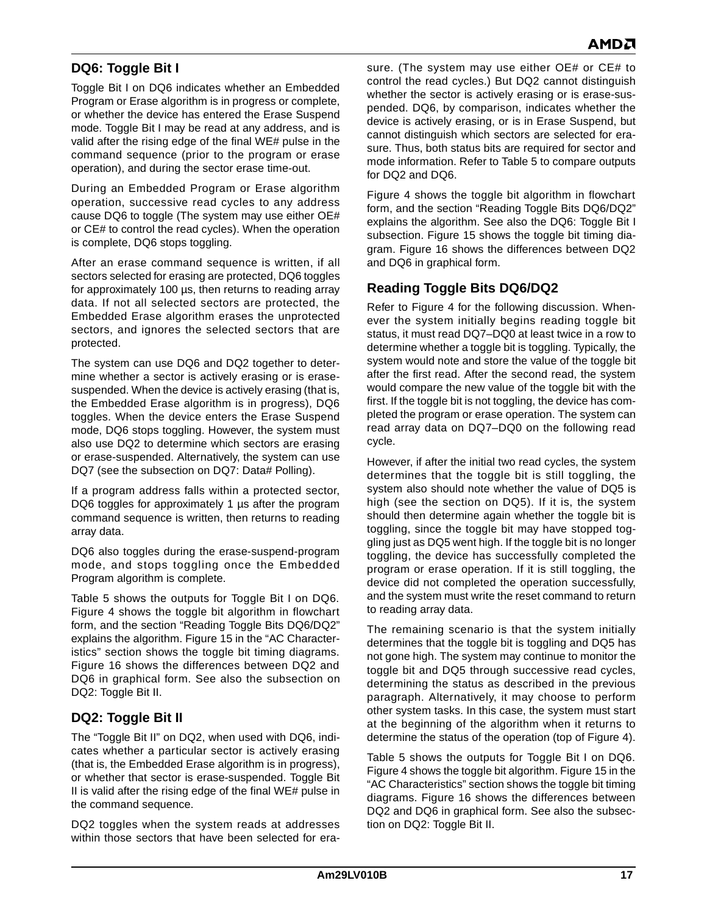## DQ6: Toggle Bit I

Toggle Bit I on DQ6 indicates whether an Embedded Program or Erase algorithm is in progress or complete, or whether the device has entered the Erase Suspend mode. Toggle Bit I may be read at any address, and is valid after the rising edge of the final WE# pulse in the command sequence (prior to the program or erase operation), and during the sector erase time-out.

During an Embedded Program or Erase algorithm operation, successive read cycles to any address cause DQ6 to toggle (The system may use either OE# or CE# to control the read cycles). When the operation is complete, DQ6 stops toggling.

After an erase command sequence is written, if all sectors selected for erasing are protected, DQ6 toggles for approximately 100 µs, then returns to reading array data. If not all selected sectors are protected, the Embedded Erase algorithm erases the unprotected sectors, and ignores the selected sectors that are protected.

The system can use DQ6 and DQ2 together to determine whether a sector is actively erasing or is erase-suspended. When the device is actively erasing (that is, the Embedded Erase algorithm is in progress), DQ6 toggles. When the device enters the Erase Suspend mode, DQ6 stops toggling. However, the system must also use DQ2 to determine which sectors are erasing or erase-suspended. Alternatively, the system can use DQ7 (see the subsection on DQ7: Data# Polling).

If a program address falls within a protected sector, DQ6 toggles for approximately 1 µs after the program command sequence is written, then returns to reading array data.

DQ6 also toggles during the erase-suspend-program mode, and stops toggling once the Embedded Program algorithm is complete.

Table 5 shows the outputs for Toggle Bit I on DQ6. Figure 4 shows the toggle bit algorithm in flowchart form, and the section "Reading Toggle Bits DQ6/DQ2" explains the algorithm. Figure 15 in the "AC Characteristics" section shows the toggle bit timing diagrams. Figure 16 shows the differences between DQ2 and DQ6 in graphical form. See also the subsection on DQ2: Toggle Bit II.

## DQ2: Toggle Bit II

The "Toggle Bit II" on DQ2, when used with DQ6, indicates whether a particular sector is actively erasing (that is, the Embedded Erase algorithm is in progress), or whether that sector is erase-suspended. Toggle Bit II is valid after the rising edge of the final WE# pulse in the command sequence.

DQ2 toggles when the system reads at addresses within those sectors that have been selected for erasure. (The system may use either OE# or CE# to control the read cycles.) But DQ2 cannot distinguish whether the sector is actively erasing or is erase-suspended. DQ6, by comparison, indicates whether the device is actively erasing, or is in Erase Suspend, but cannot distinguish which sectors are selected for erasure. Thus, both status bits are required for sector and mode information. Refer to Table 5 to compare outputs for DQ2 and DQ6.

Figure 4 shows the toggle bit algorithm in flowchart form, and the section "Reading Toggle Bits DQ6/DQ2" explains the algorithm. See also the DQ6: Toggle Bit I subsection. Figure 15 shows the toggle bit timing diagram. Figure 16 shows the differences between DQ2 and DQ6 in graphical form.

## Reading Toggle Bits DQ6/DQ2

Refer to Figure 4 for the following discussion. Whenever the system initially begins reading toggle bit status, it must read DQ7–DQ0 at least twice in a row to determine whether a toggle bit is toggling. Typically, the system would note and store the value of the toggle bit after the first read. After the second read, the system would compare the new value of the toggle bit with the first. If the toggle bit is not toggling, the device has completed the program or erase operation. The system can read array data on DQ7–DQ0 on the following read cycle.

However, if after the initial two read cycles, the system determines that the toggle bit is still toggling, the system also should note whether the value of DQ5 is high (see the section on DQ5). If it is, the system should then determine again whether the toggle bit is toggling, since the toggle bit may have stopped toggling just as DQ5 went high. If the toggle bit is no longer toggling, the device has successfully completed the program or erase operation. If it is still toggling, the device did not completed the operation successfully, and the system must write the reset command to return to reading array data.

The remaining scenario is that the system initially determines that the toggle bit is toggling and DQ5 has not gone high. The system may continue to monitor the toggle bit and DQ5 through successive read cycles, determining the status as described in the previous paragraph. Alternatively, it may choose to perform other system tasks. In this case, the system must start at the beginning of the algorithm when it returns to determine the status of the operation (top of Figure 4).

Table 5 shows the outputs for Toggle Bit I on DQ6. Figure 4 shows the toggle bit algorithm. Figure 15 in the "AC Characteristics" section shows the toggle bit timing diagrams. Figure 16 shows the differences between DQ2 and DQ6 in graphical form. See also the subsection on DQ2: Toggle Bit II.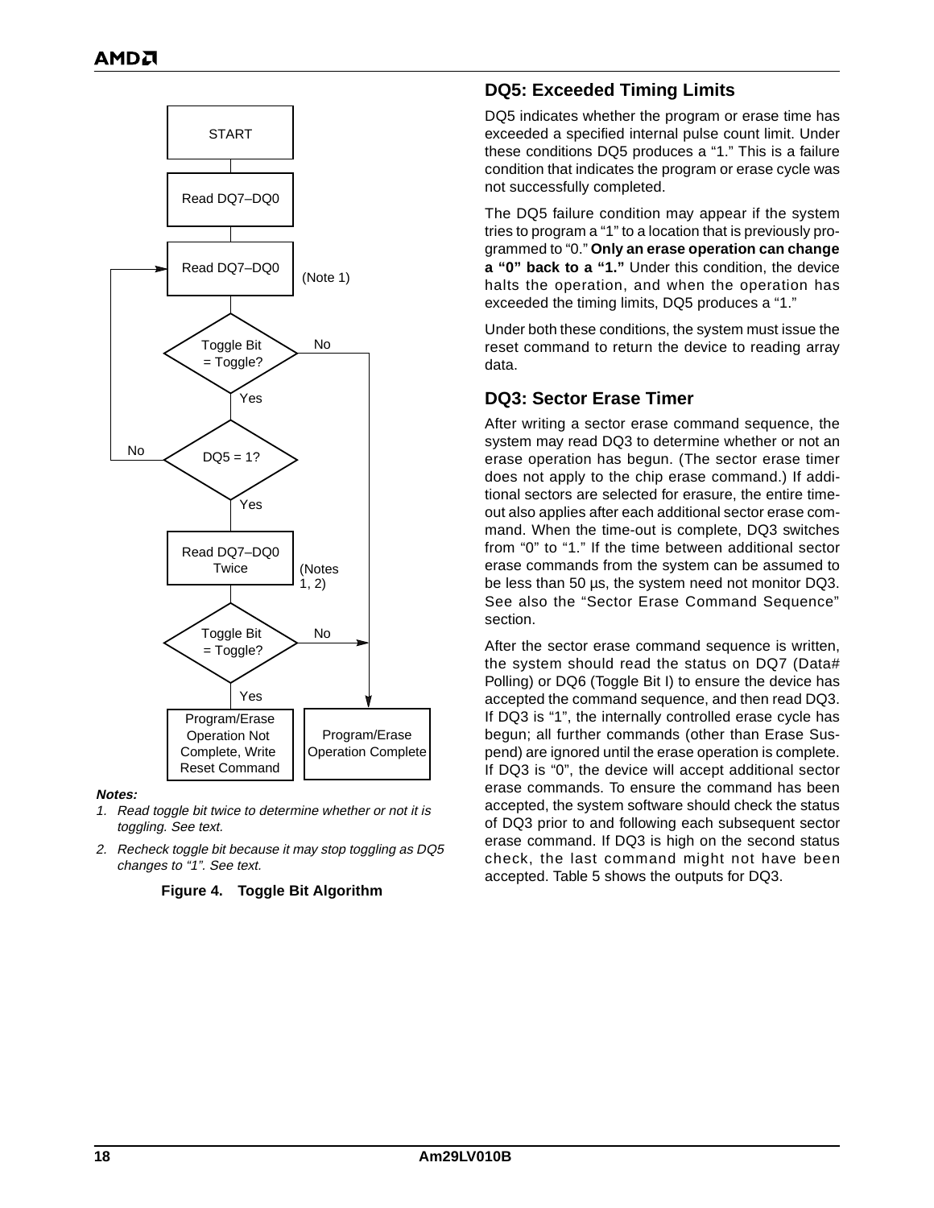Notes:

1. *Read toggle bit twice to determine whether or not it is toggling. See text.*
2. *Recheck toggle bit because it may stop toggling as DQ5 changes to "1". See text.*

**Figure 4. Toggle Bit Algorithm**

### DQ5: Exceeded Timing Limits

DQ5 indicates whether the program or erase time has exceeded a specified internal pulse count limit. Under these conditions DQ5 produces a "1." This is a failure condition that indicates the program or erase cycle was not successfully completed.

The DQ5 failure condition may appear if the system tries to program a "1" to a location that is previously programmed to "0." **Only an erase operation can change a "0" back to a "1."** Under this condition, the device halts the operation, and when the operation has exceeded the timing limits, DQ5 produces a "1."

Under both these conditions, the system must issue the reset command to return the device to reading array data.

### DQ3: Sector Erase Timer

After writing a sector erase command sequence, the system may read DQ3 to determine whether or not an erase operation has begun. (The sector erase timer does not apply to the chip erase command.) If additional sectors are selected for erasure, the entire time-out also applies after each additional sector erase command. When the time-out is complete, DQ3 switches from "0" to "1." If the time between additional sector erase commands from the system can be assumed to be less than 50 µs, the system need not monitor DQ3. See also the "Sector Erase Command Sequence" section.

After the sector erase command sequence is written, the system should read the status on DQ7 (Data# Polling) or DQ6 (Toggle Bit I) to ensure the device has accepted the command sequence, and then read DQ3. If DQ3 is "1", the internally controlled erase cycle has begun; all further commands (other than Erase Suspend) are ignored until the erase operation is complete. If DQ3 is "0", the device will accept additional sector erase commands. To ensure the command has been accepted, the system software should check the status of DQ3 prior to and following each subsequent sector erase command. If DQ3 is high on the second status check, the last command might not have been accepted. Table 5 shows the outputs for DQ3.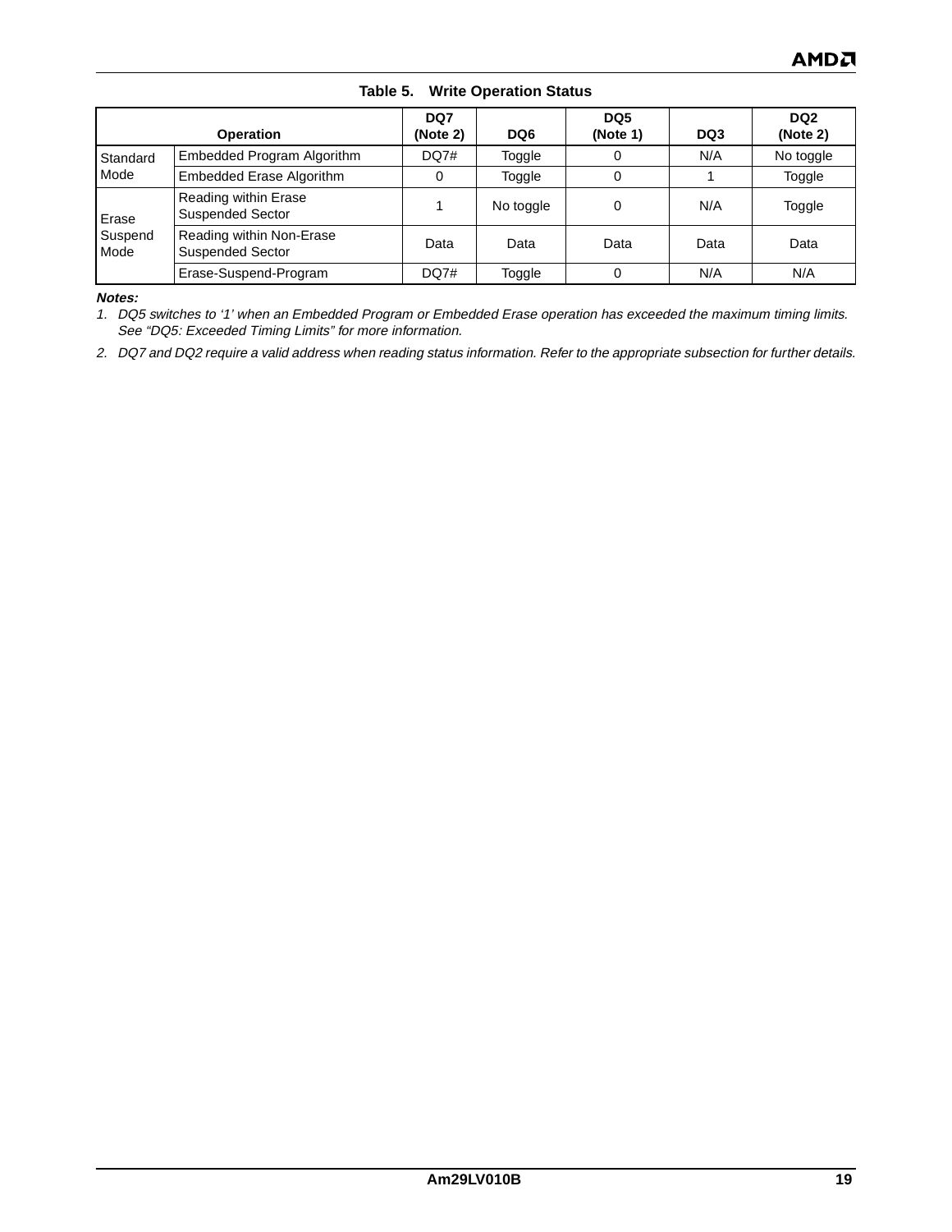**Table 5. Write Operation Status**

| Operation | | DQ7 (Note 2) | DQ6 | DQ5 (Note 1) | DQ3 | DQ2 (Note 2) |
|---|---|---|---|---|---|---|
| Standard Mode | Embedded Program Algorithm | DQ7# | Toggle | 0 | N/A | No toggle |
| | Embedded Erase Algorithm | 0 | Toggle | 0 | 1 | Toggle |
| Erase Suspend Mode | Reading within Erase Suspended Sector | 1 | No toggle | 0 | N/A | Toggle |
| | Reading within Non-Erase Suspended Sector | Data | Data | Data | Data | Data |
| | Erase-Suspend-Program | DQ7# | Toggle | 0 | N/A | N/A |

***Notes:***

1. *DQ5 switches to '1' when an Embedded Program or Embedded Erase operation has exceeded the maximum timing limits. See "DQ5: Exceeded Timing Limits" for more information.*
2. *DQ7 and DQ2 require a valid address when reading status information. Refer to the appropriate subsection for further details.*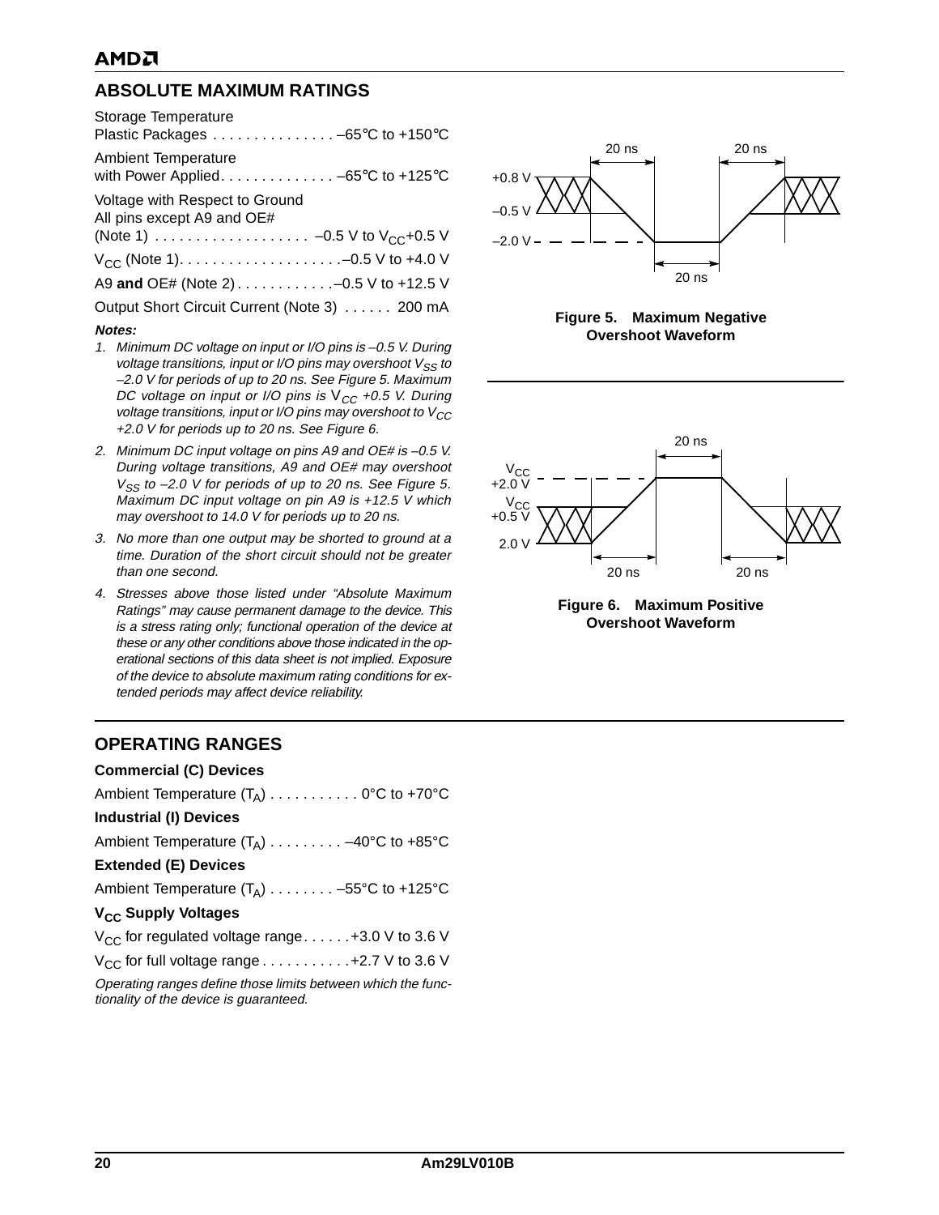## ABSOLUTE MAXIMUM RATINGS

Storage Temperature
Plastic Packages . . . . . . . . . . . . . . . –65°C to +150°C

Ambient Temperature
with Power Applied. . . . . . . . . . . . . . –65°C to +125°C

Voltage with Respect to Ground
All pins except A9 and OE#
(Note 1) . . . . . . . . . . . . . . . . . . . –0.5 V to $V_{CC}$+0.5 V

$V_{CC}$ (Note 1). . . . . . . . . . . . . . . . . . . . –0.5 V to +4.0 V

A9 **and** OE# (Note 2) . . . . . . . . . . . . –0.5 V to +12.5 V

Output Short Circuit Current (Note 3) . . . . . . 200 mA

***Notes:***

1. *Minimum DC voltage on input or I/O pins is –0.5 V. During voltage transitions, input or I/O pins may overshoot $V_{SS}$ to –2.0 V for periods of up to 20 ns. See Figure 5. Maximum DC voltage on input or I/O pins is $V_{CC}$ +0.5 V. During voltage transitions, input or I/O pins may overshoot to $V_{CC}$ +2.0 V for periods up to 20 ns. See Figure 6.*
2. *Minimum DC input voltage on pins A9 and OE# is –0.5 V. During voltage transitions, A9 and OE# may overshoot $V_{SS}$ to –2.0 V for periods of up to 20 ns. See Figure 5. Maximum DC input voltage on pin A9 is +12.5 V which may overshoot to 14.0 V for periods up to 20 ns.*
3. *No more than one output may be shorted to ground at a time. Duration of the short circuit should not be greater than one second.*
4. *Stresses above those listed under "Absolute Maximum Ratings" may cause permanent damage to the device. This is a stress rating only; functional operation of the device at these or any other conditions above those indicated in the operational sections of this data sheet is not implied. Exposure of the device to absolute maximum rating conditions for extended periods may affect device reliability.*

**Figure 5. Maximum Negative Overshoot Waveform**

**Figure 6. Maximum Positive Overshoot Waveform**

## OPERATING RANGES

**Commercial (C) Devices**

Ambient Temperature ($T_A$) . . . . . . . . . . . 0°C to +70°C

**Industrial (I) Devices**

Ambient Temperature ($T_A$) . . . . . . . . . –40°C to +85°C

**Extended (E) Devices**

Ambient Temperature ($T_A$) . . . . . . . . –55°C to +125°C

**$V_{CC}$ Supply Voltages**

$V_{CC}$ for regulated voltage range. . . . . . +3.0 V to 3.6 V

$V_{CC}$ for full voltage range . . . . . . . . . . . +2.7 V to 3.6 V

*Operating ranges define those limits between which the functionality of the device is guaranteed.*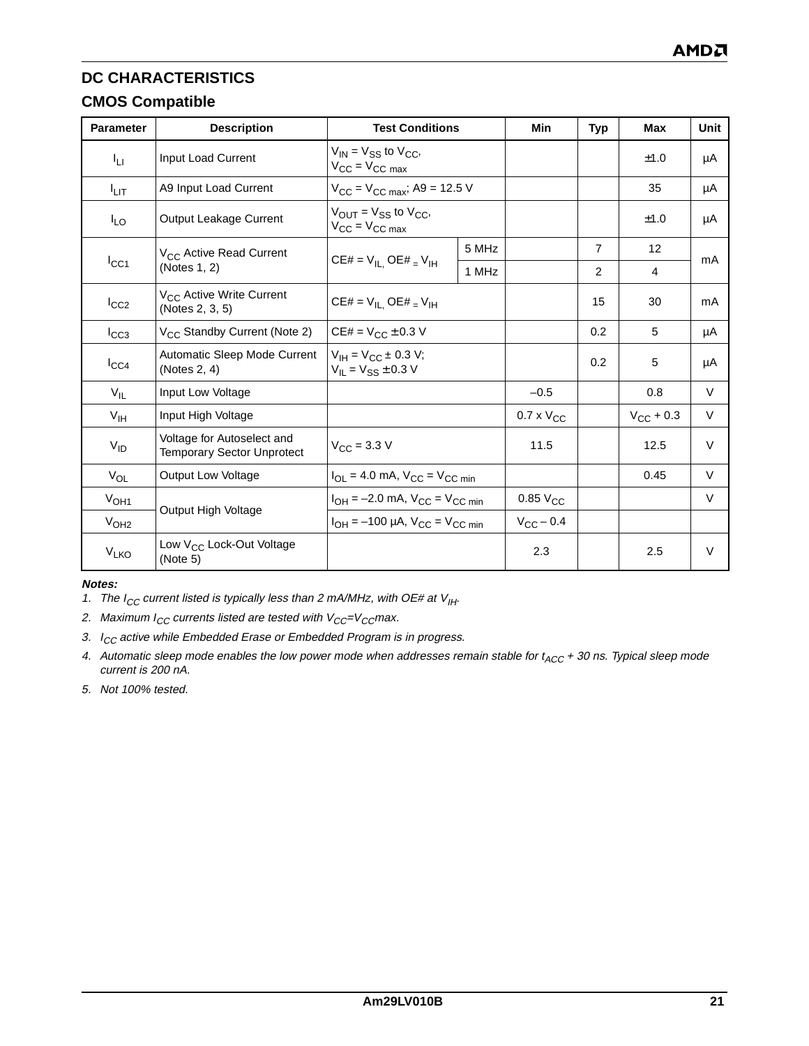## DC CHARACTERISTICS

### CMOS Compatible

| Parameter | Description | Test Conditions | | Min | Typ | Max | Unit |
|---|---|---|---|---|---|---|---|
| $I_{LI}$ | Input Load Current | $V_{IN} = V_{SS}$ to $V_{CC}$, $V_{CC} = V_{CC\ max}$ | | | | ±1.0 | µA |
| $I_{LIT}$ | A9 Input Load Current | $V_{CC} = V_{CC\ max}$; A9 = 12.5 V | | | | 35 | µA |
| $I_{LO}$ | Output Leakage Current | $V_{OUT} = V_{SS}$ to $V_{CC}$, $V_{CC} = V_{CC\ max}$ | | | | ±1.0 | µA |
| $I_{CC1}$ | $V_{CC}$ Active Read Current (Notes 1, 2) | CE# = $V_{IL}$, OE# = $V_{IH}$ | 5 MHz | | 7 | 12 | mA |
| | | | 1 MHz | | 2 | 4 | |
| $I_{CC2}$ | $V_{CC}$ Active Write Current (Notes 2, 3, 5) | CE# = $V_{IL}$, OE# = $V_{IH}$ | | | 15 | 30 | mA |
| $I_{CC3}$ | $V_{CC}$ Standby Current (Note 2) | CE# = $V_{CC}$ ± 0.3 V | | | 0.2 | 5 | µA |
| $I_{CC4}$ | Automatic Sleep Mode Current (Notes 2, 4) | $V_{IH} = V_{CC}$ ± 0.3 V; $V_{IL} = V_{SS}$ ± 0.3 V | | | 0.2 | 5 | µA |
| $V_{IL}$ | Input Low Voltage | | | –0.5 | | 0.8 | V |
| $V_{IH}$ | Input High Voltage | | | 0.7 x $V_{CC}$ | | $V_{CC}$ + 0.3 | V |
| $V_{ID}$ | Voltage for Autoselect and Temporary Sector Unprotect | $V_{CC}$ = 3.3 V | | 11.5 | | 12.5 | V |
| $V_{OL}$ | Output Low Voltage | $I_{OL}$ = 4.0 mA, $V_{CC} = V_{CC\ min}$ | | | | 0.45 | V |
| $V_{OH1}$ | Output High Voltage | $I_{OH}$ = –2.0 mA, $V_{CC} = V_{CC\ min}$ | | 0.85 $V_{CC}$ | | | V |
| $V_{OH2}$ | | $I_{OH}$ = –100 µA, $V_{CC} = V_{CC\ min}$ | | $V_{CC}$ – 0.4 | | | |
| $V_{LKO}$ | Low $V_{CC}$ Lock-Out Voltage (Note 5) | | | 2.3 | | 2.5 | V |

***Notes:***

1. *The $I_{CC}$ current listed is typically less than 2 mA/MHz, with OE# at $V_{IH}$.*
2. *Maximum $I_{CC}$ currents listed are tested with $V_{CC}$=$V_{CC}$max.*
3. *$I_{CC}$ active while Embedded Erase or Embedded Program is in progress.*
4. *Automatic sleep mode enables the low power mode when addresses remain stable for $t_{ACC}$ + 30 ns. Typical sleep mode current is 200 nA.*
5. *Not 100% tested.*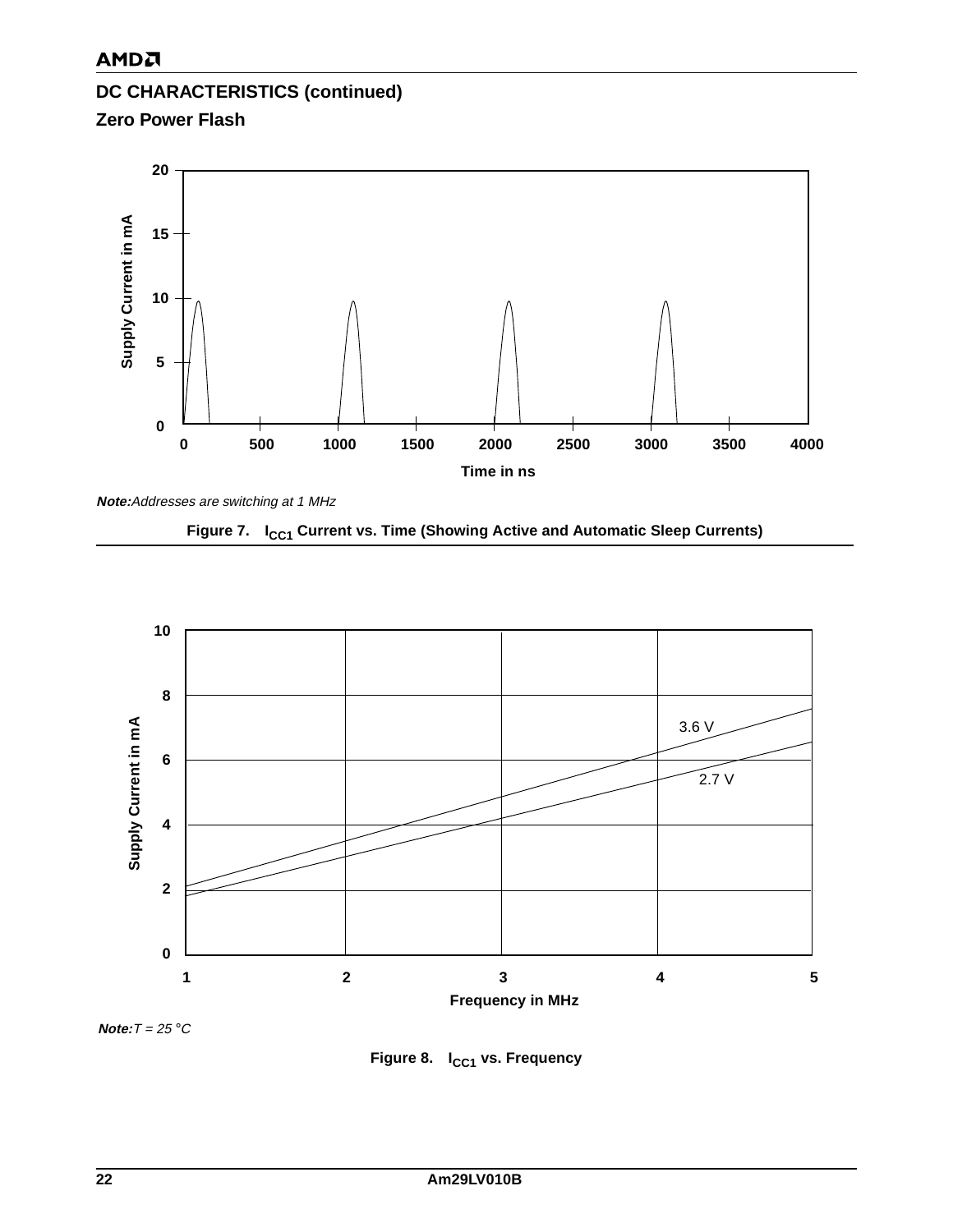## DC CHARACTERISTICS (continued)

### Zero Power Flash

***Note:*** *Addresses are switching at 1 MHz*

**Figure 7. $I_{CC1}$ Current vs. Time (Showing Active and Automatic Sleep Currents)**

***Note:*** *T = 25 °C*

**Figure 8. $I_{CC1}$ vs. Frequency**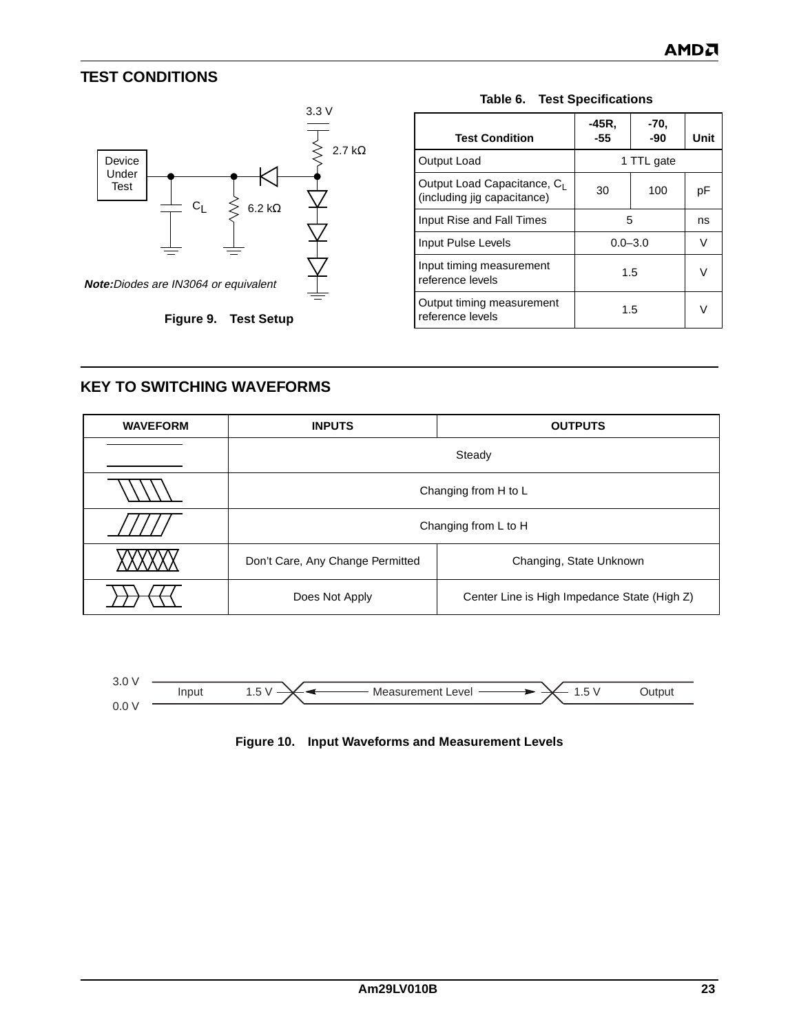## TEST CONDITIONS

3.3 V

2.7 kΩ

Device Under Test

$C_L$

6.2 kΩ

***Note:*** *Diodes are IN3064 or equivalent*

**Figure 9. Test Setup**

**Table 6. Test Specifications**

| Test Condition | -45R, -55 | -70, -90 | Unit |
|---|---|---|---|
| Output Load | 1 TTL gate | | |
| Output Load Capacitance, $C_L$ (including jig capacitance) | 30 | 100 | pF |
| Input Rise and Fall Times | 5 | | ns |
| Input Pulse Levels | 0.0–3.0 | | V |
| Input timing measurement reference levels | 1.5 | | V |
| Output timing measurement reference levels | 1.5 | | V |

## KEY TO SWITCHING WAVEFORMS

| WAVEFORM | INPUTS | OUTPUTS |
|---|---|---|
| (steady) | Steady | |
| (H to L) | Changing from H to L | |
| (L to H) | Changing from L to H | |
| (crossed) | Don't Care, Any Change Permitted | Changing, State Unknown |
| (high Z) | Does Not Apply | Center Line is High Impedance State (High Z) |

3.0 V

0.0 V

Input 1.5 V ← Measurement Level → 1.5 V Output

**Figure 10. Input Waveforms and Measurement Levels**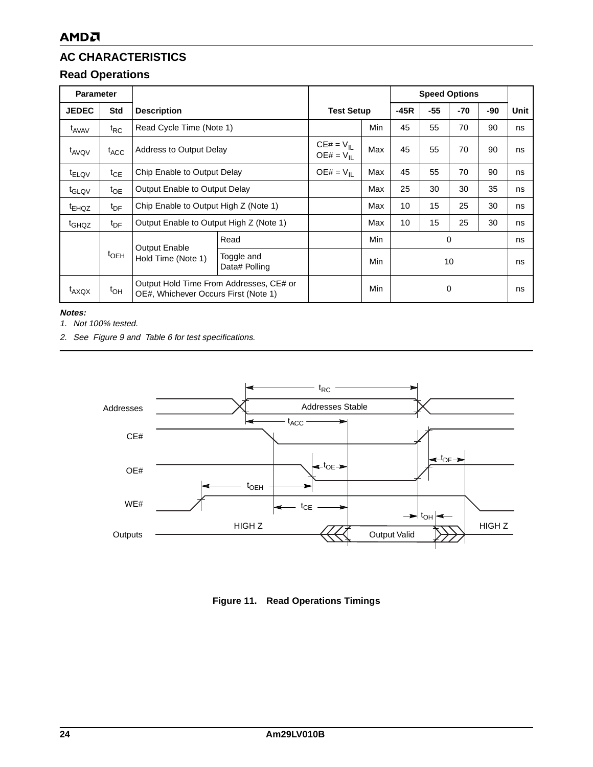## AC CHARACTERISTICS

### Read Operations

| Parameter | | Description | | Test Setup | | Speed Options | | | | Unit |
|---|---|---|---|---|---|---|---|---|---|---|
| JEDEC | Std | | | | | -45R | -55 | -70 | -90 | |
| $t_{AVAV}$ | $t_{RC}$ | Read Cycle Time (Note 1) | | | Min | 45 | 55 | 70 | 90 | ns |
| $t_{AVQV}$ | $t_{ACC}$ | Address to Output Delay | | CE# = $V_{IL}$ OE# = $V_{IL}$ | Max | 45 | 55 | 70 | 90 | ns |
| $t_{ELQV}$ | $t_{CE}$ | Chip Enable to Output Delay | | OE# = $V_{IL}$ | Max | 45 | 55 | 70 | 90 | ns |
| $t_{GLQV}$ | $t_{OE}$ | Output Enable to Output Delay | | | Max | 25 | 30 | 30 | 35 | ns |
| $t_{EHQZ}$ | $t_{DF}$ | Chip Enable to Output High Z (Note 1) | | | Max | 10 | 15 | 25 | 30 | ns |
| $t_{GHQZ}$ | $t_{DF}$ | Output Enable to Output High Z (Note 1) | | | Max | 10 | 15 | 25 | 30 | ns |
| | $t_{OEH}$ | Output Enable Hold Time (Note 1) | Read | | Min | 0 | | | | ns |
| | | | Toggle and Data# Polling | | Min | 10 | | | | ns |
| $t_{AXQX}$ | $t_{OH}$ | Output Hold Time From Addresses, CE# or OE#, Whichever Occurs First (Note 1) | | | Min | 0 | | | | ns |

***Notes:***

*1. Not 100% tested.*

*2. See Figure 9 and Table 6 for test specifications.*

**Figure 11. Read Operations Timings**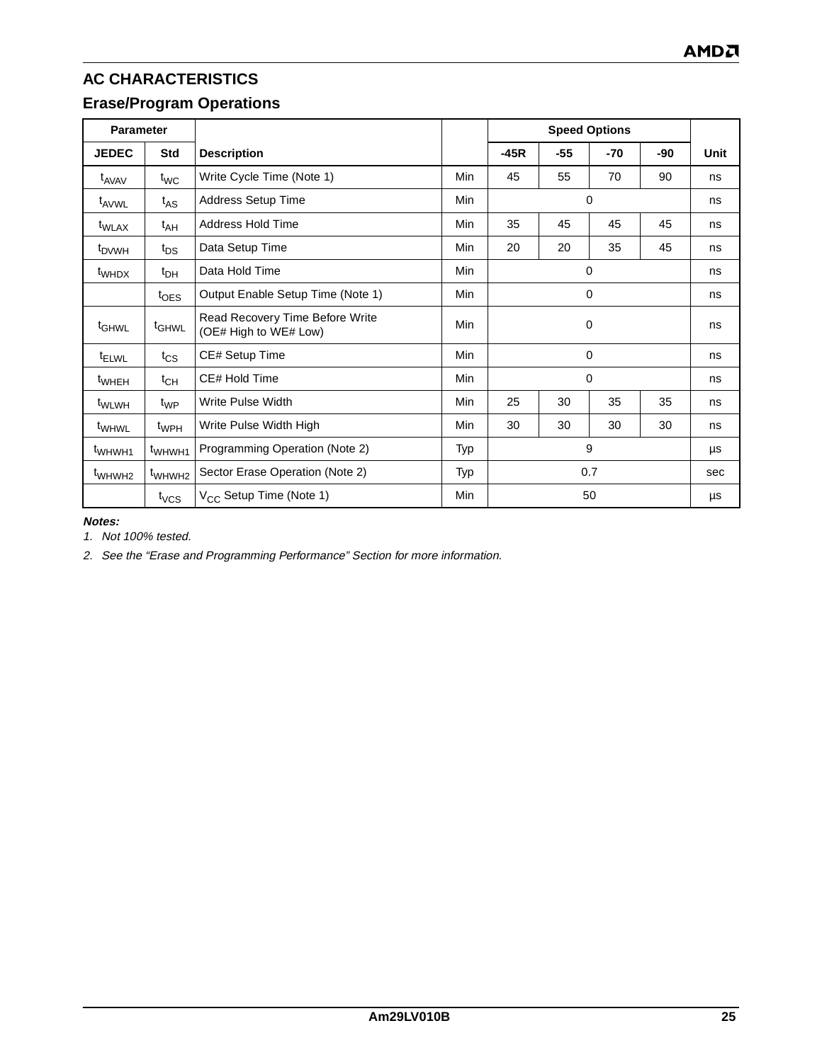## AC CHARACTERISTICS

### Erase/Program Operations

| Parameter | | | | Speed Options | | | | |
|---|---|---|---|---|---|---|---|---|
| JEDEC | Std | Description | | -45R | -55 | -70 | -90 | Unit |
| $t_{AVAV}$ | $t_{WC}$ | Write Cycle Time (Note 1) | Min | 45 | 55 | 70 | 90 | ns |
| $t_{AVWL}$ | $t_{AS}$ | Address Setup Time | Min | 0 | | | | ns |
| $t_{WLAX}$ | $t_{AH}$ | Address Hold Time | Min | 35 | 45 | 45 | 45 | ns |
| $t_{DVWH}$ | $t_{DS}$ | Data Setup Time | Min | 20 | 20 | 35 | 45 | ns |
| $t_{WHDX}$ | $t_{DH}$ | Data Hold Time | Min | 0 | | | | ns |
| | $t_{OES}$ | Output Enable Setup Time (Note 1) | Min | 0 | | | | ns |
| $t_{GHWL}$ | $t_{GHWL}$ | Read Recovery Time Before Write (OE# High to WE# Low) | Min | 0 | | | | ns |
| $t_{ELWL}$ | $t_{CS}$ | CE# Setup Time | Min | 0 | | | | ns |
| $t_{WHEH}$ | $t_{CH}$ | CE# Hold Time | Min | 0 | | | | ns |
| $t_{WLWH}$ | $t_{WP}$ | Write Pulse Width | Min | 25 | 30 | 35 | 35 | ns |
| $t_{WHWL}$ | $t_{WPH}$ | Write Pulse Width High | Min | 30 | 30 | 30 | 30 | ns |
| $t_{WHWH1}$ | $t_{WHWH1}$ | Programming Operation (Note 2) | Typ | 9 | | | | µs |
| $t_{WHWH2}$ | $t_{WHWH2}$ | Sector Erase Operation (Note 2) | Typ | 0.7 | | | | sec |
| | $t_{VCS}$ | $V_{CC}$ Setup Time (Note 1) | Min | 50 | | | | µs |

***Notes:***

1. *Not 100% tested.*
2. *See the “Erase and Programming Performance” Section for more information.*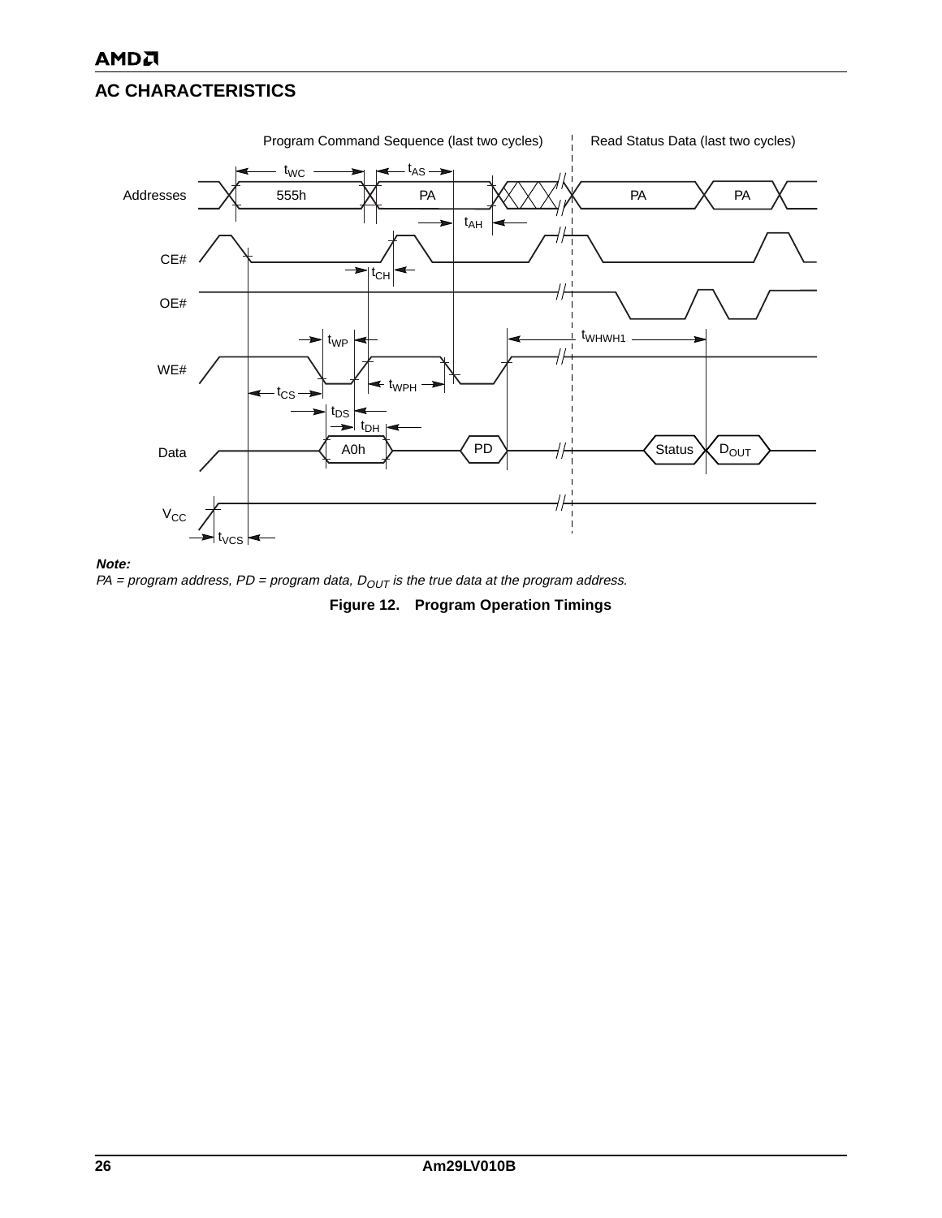## AC CHARACTERISTICS

Program Command Sequence (last two cycles) | Read Status Data (last two cycles)

Addresses: 555h, PA, PA, PA

CE#, OE#, WE#, Data, $V_{CC}$

$t_{WC}$, $t_{AS}$, $t_{AH}$, $t_{CH}$, $t_{WP}$, $t_{WHWH1}$, $t_{WPH}$, $t_{CS}$, $t_{DS}$, $t_{DH}$, $t_{VCS}$

Data: A0h, PD, Status, $D_{OUT}$

***Note:***

*PA = program address, PD = program data, $D_{OUT}$ is the true data at the program address.*

**Figure 12. Program Operation Timings**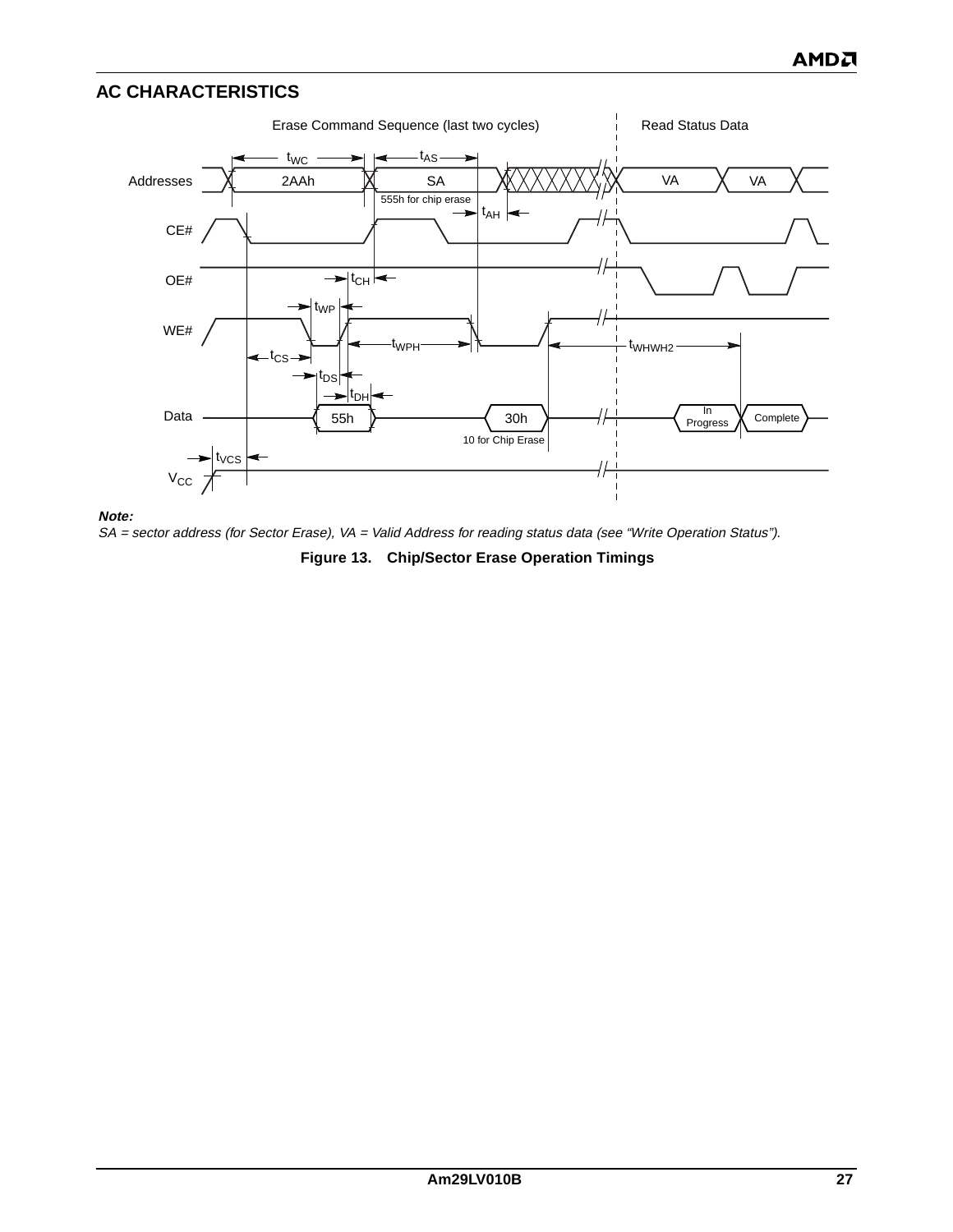## AC CHARACTERISTICS

**Note:**

*SA = sector address (for Sector Erase), VA = Valid Address for reading status data (see "Write Operation Status").*

**Figure 13. Chip/Sector Erase Operation Timings**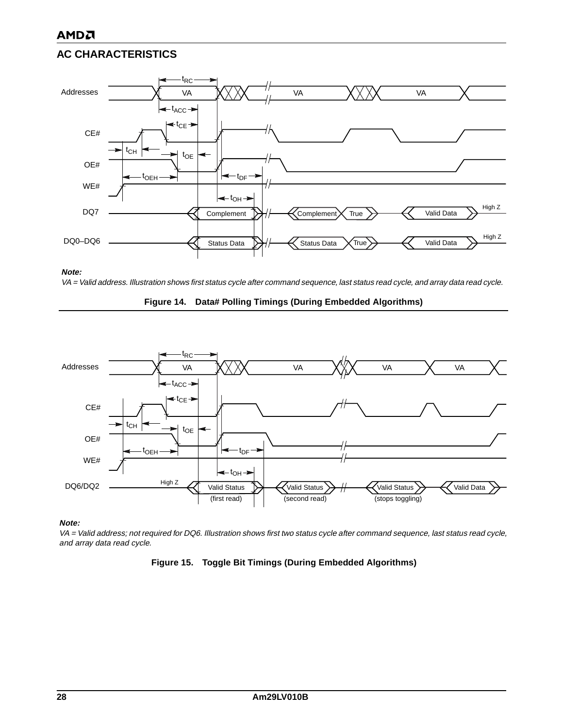## AC CHARACTERISTICS

***Note:***

*VA = Valid address. Illustration shows first status cycle after command sequence, last status read cycle, and array data read cycle.*

**Figure 14. Data# Polling Timings (During Embedded Algorithms)**

***Note:***

*VA = Valid address; not required for DQ6. Illustration shows first two status cycle after command sequence, last status read cycle, and array data read cycle.*

**Figure 15. Toggle Bit Timings (During Embedded Algorithms)**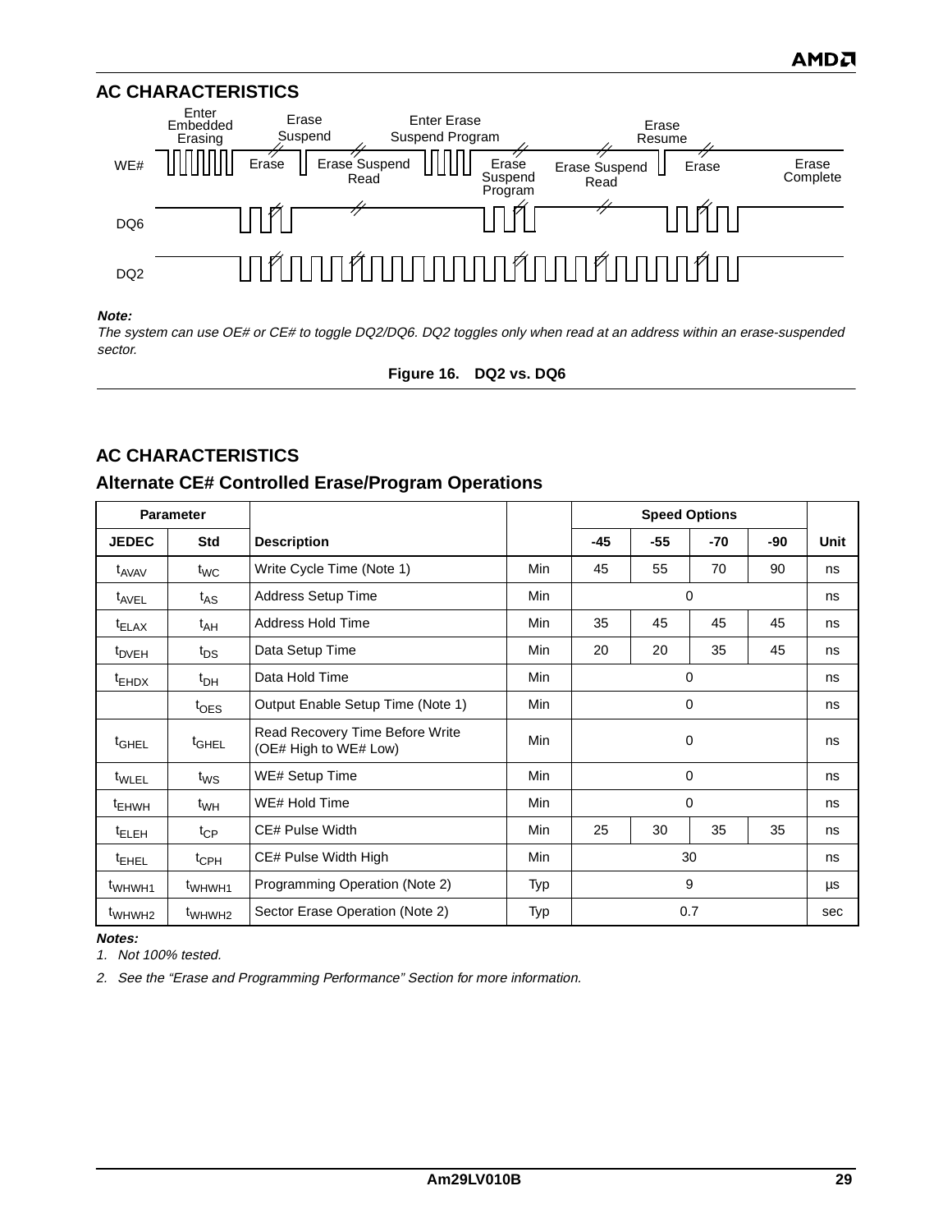## AC CHARACTERISTICS

**Note:**

*The system can use OE# or CE# to toggle DQ2/DQ6. DQ2 toggles only when read at an address within an erase-suspended sector.*

**Figure 16. DQ2 vs. DQ6**

## AC CHARACTERISTICS

### Alternate CE# Controlled Erase/Program Operations

| Parameter | | | | Speed Options | | | | |
|---|---|---|---|---|---|---|---|---|
| **JEDEC** | **Std** | **Description** | | **-45** | **-55** | **-70** | **-90** | **Unit** |
| $t_{AVAV}$ | $t_{WC}$ | Write Cycle Time (Note 1) | Min | 45 | 55 | 70 | 90 | ns |
| $t_{AVEL}$ | $t_{AS}$ | Address Setup Time | Min | 0 | | | | ns |
| $t_{ELAX}$ | $t_{AH}$ | Address Hold Time | Min | 35 | 45 | 45 | 45 | ns |
| $t_{DVEH}$ | $t_{DS}$ | Data Setup Time | Min | 20 | 20 | 35 | 45 | ns |
| $t_{EHDX}$ | $t_{DH}$ | Data Hold Time | Min | 0 | | | | ns |
| | $t_{OES}$ | Output Enable Setup Time (Note 1) | Min | 0 | | | | ns |
| $t_{GHEL}$ | $t_{GHEL}$ | Read Recovery Time Before Write (OE# High to WE# Low) | Min | 0 | | | | ns |
| $t_{WLEL}$ | $t_{WS}$ | WE# Setup Time | Min | 0 | | | | ns |
| $t_{EHWH}$ | $t_{WH}$ | WE# Hold Time | Min | 0 | | | | ns |
| $t_{ELEH}$ | $t_{CP}$ | CE# Pulse Width | Min | 25 | 30 | 35 | 35 | ns |
| $t_{EHEL}$ | $t_{CPH}$ | CE# Pulse Width High | Min | 30 | | | | ns |
| $t_{WHWH1}$ | $t_{WHWH1}$ | Programming Operation (Note 2) | Typ | 9 | | | | µs |
| $t_{WHWH2}$ | $t_{WHWH2}$ | Sector Erase Operation (Note 2) | Typ | 0.7 | | | | sec |

**Notes:**

1. *Not 100% tested.*
2. *See the "Erase and Programming Performance" Section for more information.*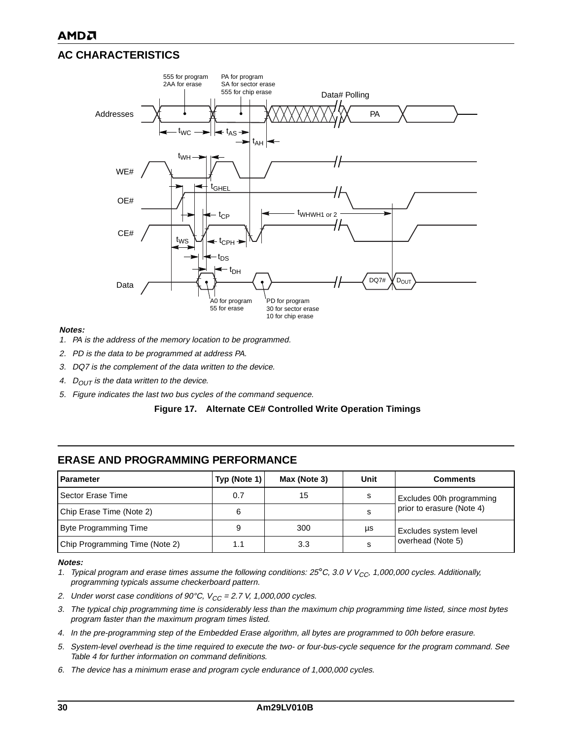## AC CHARACTERISTICS

**Notes:**

1. PA is the address of the memory location to be programmed.
2. PD is the data to be programmed at address PA.
3. DQ7 is the complement of the data written to the device.
4. $D_{OUT}$ is the data written to the device.
5. Figure indicates the last two bus cycles of the command sequence.

**Figure 17. Alternate CE# Controlled Write Operation Timings**

## ERASE AND PROGRAMMING PERFORMANCE

| Parameter | Typ (Note 1) | Max (Note 3) | Unit | Comments |
|---|---|---|---|---|
| Sector Erase Time | 0.7 | 15 | s | Excludes 00h programming prior to erasure (Note 4) |
| Chip Erase Time (Note 2) | 6 | | s | |
| Byte Programming Time | 9 | 300 | µs | Excludes system level overhead (Note 5) |
| Chip Programming Time (Note 2) | 1.1 | 3.3 | s | |

**Notes:**

1. Typical program and erase times assume the following conditions: 25°C, 3.0 V $V_{CC}$, 1,000,000 cycles. Additionally, programming typicals assume checkerboard pattern.
2. Under worst case conditions of 90°C, $V_{CC}$ = 2.7 V, 1,000,000 cycles.
3. The typical chip programming time is considerably less than the maximum chip programming time listed, since most bytes program faster than the maximum program times listed.
4. In the pre-programming step of the Embedded Erase algorithm, all bytes are programmed to 00h before erasure.
5. System-level overhead is the time required to execute the two- or four-bus-cycle sequence for the program command. See Table 4 for further information on command definitions.
6. The device has a minimum erase and program cycle endurance of 1,000,000 cycles.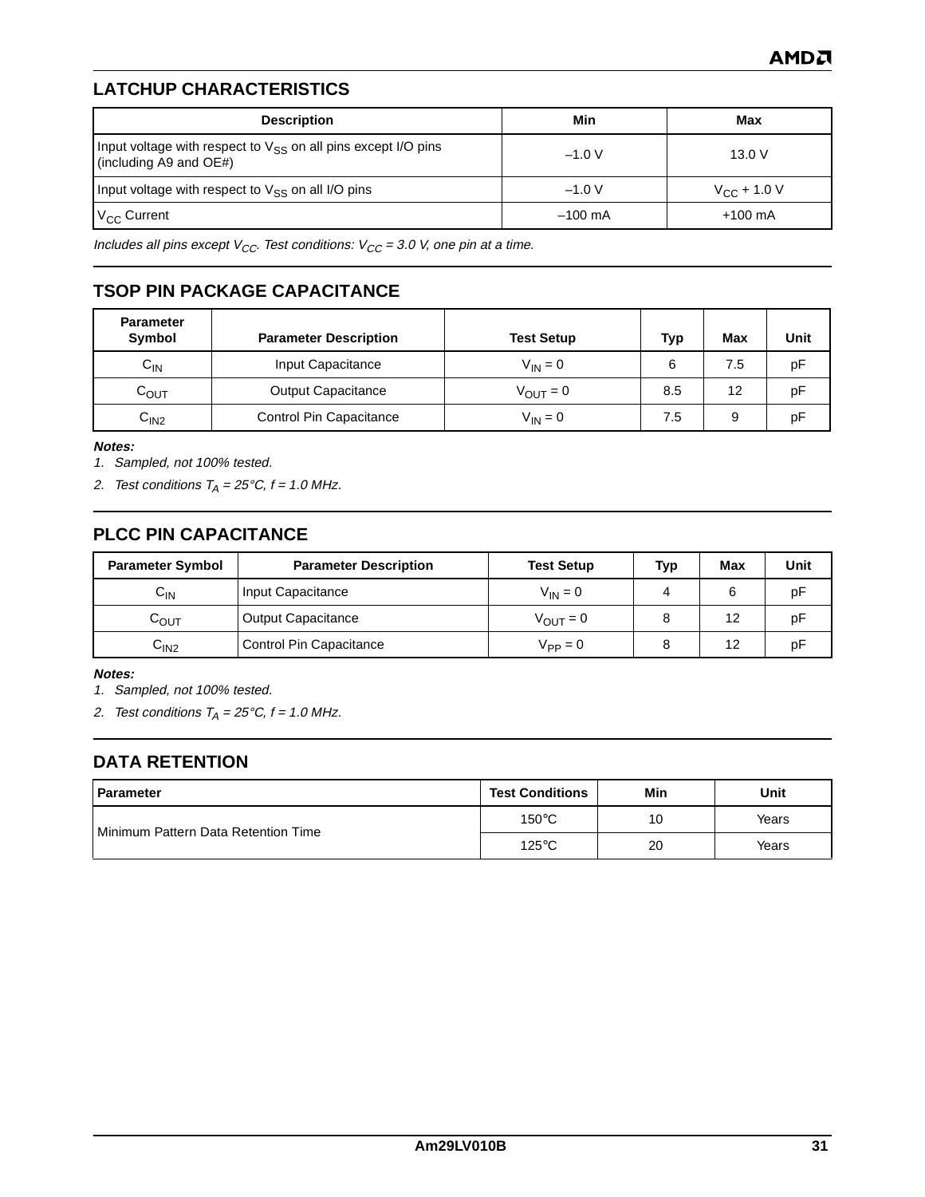## LATCHUP CHARACTERISTICS

| Description | Min | Max |
|---|---|---|
| Input voltage with respect to $V_{SS}$ on all pins except I/O pins (including A9 and OE#) | –1.0 V | 13.0 V |
| Input voltage with respect to $V_{SS}$ on all I/O pins | –1.0 V | $V_{CC}$ + 1.0 V |
| $V_{CC}$ Current | –100 mA | +100 mA |

*Includes all pins except $V_{CC}$. Test conditions: $V_{CC}$ = 3.0 V, one pin at a time.*

## TSOP PIN PACKAGE CAPACITANCE

| Parameter Symbol | Parameter Description | Test Setup | Typ | Max | Unit |
|---|---|---|---|---|---|
| $C_{IN}$ | Input Capacitance | $V_{IN} = 0$ | 6 | 7.5 | pF |
| $C_{OUT}$ | Output Capacitance | $V_{OUT} = 0$ | 8.5 | 12 | pF |
| $C_{IN2}$ | Control Pin Capacitance | $V_{IN} = 0$ | 7.5 | 9 | pF |

***Notes:***

1. *Sampled, not 100% tested.*
2. *Test conditions $T_A$ = 25°C, f = 1.0 MHz.*

## PLCC PIN CAPACITANCE

| Parameter Symbol | Parameter Description | Test Setup | Typ | Max | Unit |
|---|---|---|---|---|---|
| $C_{IN}$ | Input Capacitance | $V_{IN} = 0$ | 4 | 6 | pF |
| $C_{OUT}$ | Output Capacitance | $V_{OUT} = 0$ | 8 | 12 | pF |
| $C_{IN2}$ | Control Pin Capacitance | $V_{PP} = 0$ | 8 | 12 | pF |

***Notes:***

1. *Sampled, not 100% tested.*
2. *Test conditions $T_A$ = 25°C, f = 1.0 MHz.*

## DATA RETENTION

| Parameter | Test Conditions | Min | Unit |
|---|---|---|---|
| Minimum Pattern Data Retention Time | 150°C | 10 | Years |
| | 125°C | 20 | Years |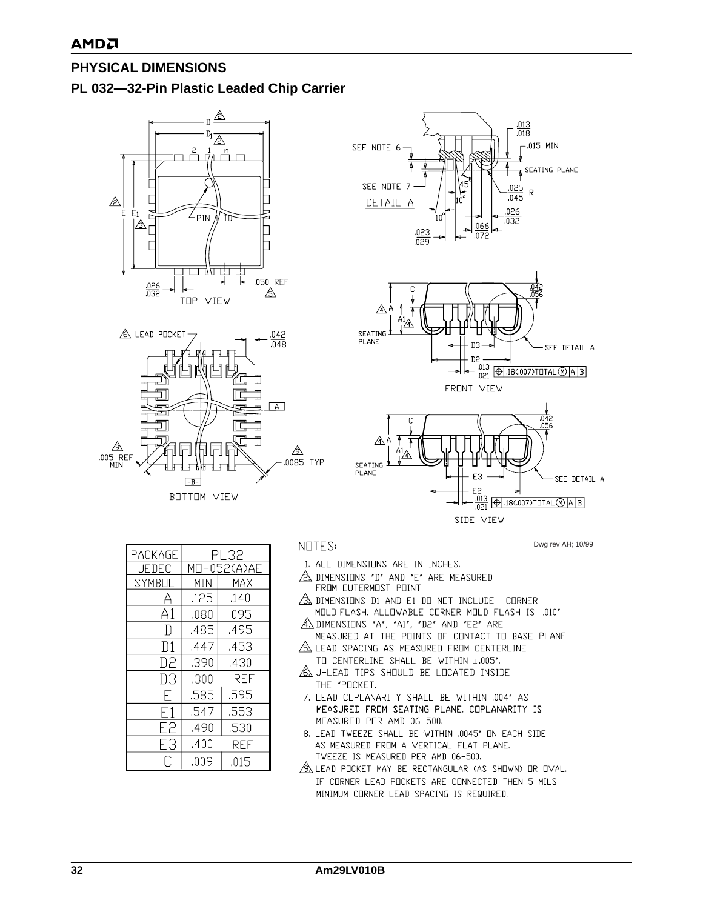## PHYSICAL DIMENSIONS

### PL 032—32-Pin Plastic Leaded Chip Carrier

Dwg rev AH; 10/99

| PACKAGE | PL32 | |
|---|---|---|
| JEDEC | MO-052(A)AE | |
| SYMBOL | MIN | MAX |
| A | .125 | .140 |
| A1 | .080 | .095 |
| D | .485 | .495 |
| D1 | .447 | .453 |
| D2 | .390 | .430 |
| D3 | .300 | REF |
| E | .585 | .595 |
| E1 | .547 | .553 |
| E2 | .490 | .530 |
| E3 | .400 | REF |
| C | .009 | .015 |

NOTES:

1. ALL DIMENSIONS ARE IN INCHES.
2. DIMENSIONS "D" AND "E" ARE MEASURED FROM OUTERMOST POINT.
3. DIMENSIONS D1 AND E1 DO NOT INCLUDE CORNER MOLD FLASH. ALLOWABLE CORNER MOLD FLASH IS .010"
4. DIMENSIONS "A", "A1", "D2" AND "E2" ARE MEASURED AT THE POINTS OF CONTACT TO BASE PLANE
5. LEAD SPACING AS MEASURED FROM CENTERLINE TO CENTERLINE SHALL BE WITHIN ±.005".
6. J-LEAD TIPS SHOULD BE LOCATED INSIDE THE "POCKET.
7. LEAD COPLANARITY SHALL BE WITHIN .004" AS MEASURED FROM SEATING PLANE. COPLANARITY IS MEASURED PER AMD 06-500.
8. LEAD TWEEZE SHALL BE WITHIN .0045" ON EACH SIDE AS MEASURED FROM A VERTICAL FLAT PLANE. TWEEZE IS MEASURED PER AMD 06-500.
9. LEAD POCKET MAY BE RECTANGULAR (AS SHOWN) OR OVAL. IF CORNER LEAD POCKETS ARE CONNECTED THEN 5 MILS MINIMUM CORNER LEAD SPACING IS REQUIRED.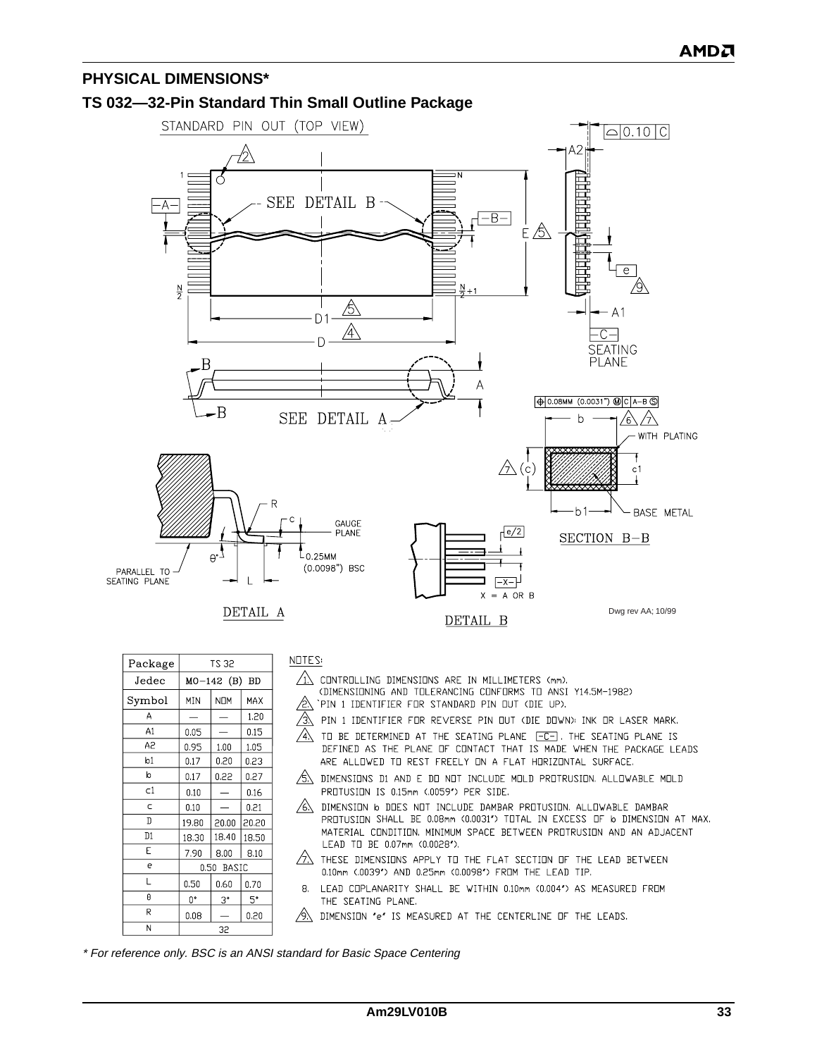## PHYSICAL DIMENSIONS*

### TS 032—32-Pin Standard Thin Small Outline Package

STANDARD PIN OUT (TOP VIEW)

SEE DETAIL B

SEE DETAIL A

SECTION B–B

DETAIL A

DETAIL B

Dwg rev AA; 10/99

| Package | TS 32 | | |
|---|---|---|---|
| Jedec | MO-142 (B) BD | | |
| Symbol | MIN | NOM | MAX |
| A | — | — | 1.20 |
| A1 | 0.05 | — | 0.15 |
| A2 | 0.95 | 1.00 | 1.05 |
| b1 | 0.17 | 0.20 | 0.23 |
| b | 0.17 | 0.22 | 0.27 |
| c1 | 0.10 | — | 0.16 |
| c | 0.10 | — | 0.21 |
| D | 19.80 | 20.00 | 20.20 |
| D1 | 18.30 | 18.40 | 18.50 |
| E | 7.90 | 8.00 | 8.10 |
| e | 0.50 BASIC | | |
| L | 0.50 | 0.60 | 0.70 |
| θ | 0° | 3° | 5° |
| R | 0.08 | — | 0.20 |
| N | 32 | | |

NOTES:

1. CONTROLLING DIMENSIONS ARE IN MILLIMETERS (mm). (DIMENSIONING AND TOLERANCING CONFORMS TO ANSI Y14.5M-1982)
2. PIN 1 IDENTIFIER FOR STANDARD PIN OUT (DIE UP).
3. PIN 1 IDENTIFIER FOR REVERSE PIN OUT (DIE DOWN): INK OR LASER MARK.
4. TO BE DETERMINED AT THE SEATING PLANE -C-. THE SEATING PLANE IS DEFINED AS THE PLANE OF CONTACT THAT IS MADE WHEN THE PACKAGE LEADS ARE ALLOWED TO REST FREELY ON A FLAT HORIZONTAL SURFACE.
5. DIMENSIONS D1 AND E DO NOT INCLUDE MOLD PROTRUSION. ALLOWABLE MOLD PROTRUSION IS 0.15mm (.0059") PER SIDE.
6. DIMENSION b DOES NOT INCLUDE DAMBAR PROTRUSION. ALLOWABLE DAMBAR PROTRUSION SHALL BE 0.08mm (0.0031") TOTAL IN EXCESS OF b DIMENSION AT MAX. MATERIAL CONDITION. MINIMUM SPACE BETWEEN PROTRUSION AND AN ADJACENT LEAD TO BE 0.07mm (0.0028").
7. THESE DIMENSIONS APPLY TO THE FLAT SECTION OF THE LEAD BETWEEN 0.10mm (.0039") AND 0.25mm (0.0098") FROM THE LEAD TIP.
8. LEAD COPLANARITY SHALL BE WITHIN 0.10mm (0.004") AS MEASURED FROM THE SEATING PLANE.
9. DIMENSION "e" IS MEASURED AT THE CENTERLINE OF THE LEADS.

*\* For reference only. BSC is an ANSI standard for Basic Space Centering*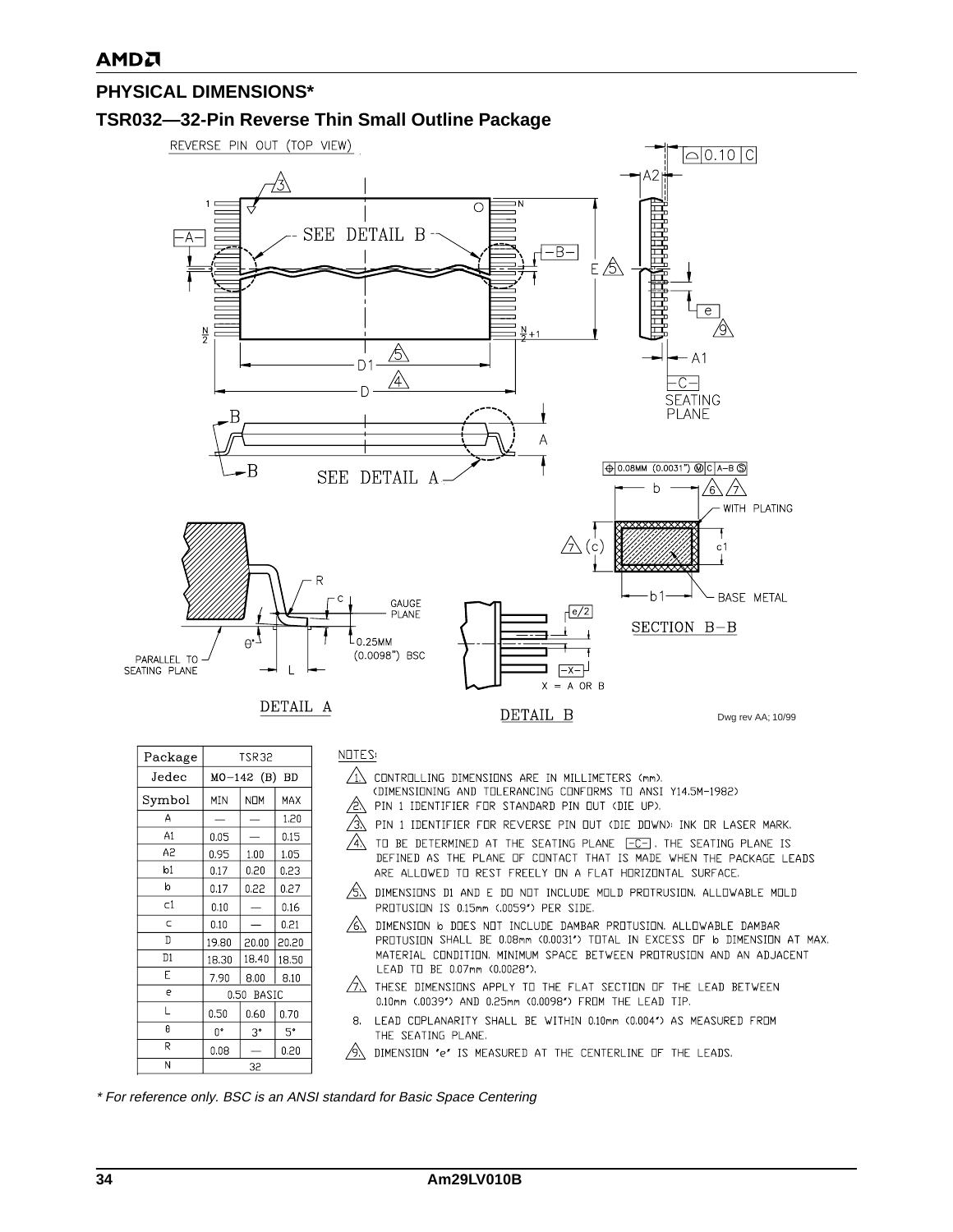## PHYSICAL DIMENSIONS*

### TSR032—32-Pin Reverse Thin Small Outline Package

Dwg rev AA; 10/99

| Package | TSR32 | | |
|---|---|---|---|
| Jedec | MO-142 (B) BD | | |
| Symbol | MIN | NOM | MAX |
| A | — | — | 1.20 |
| A1 | 0.05 | — | 0.15 |
| A2 | 0.95 | 1.00 | 1.05 |
| b1 | 0.17 | 0.20 | 0.23 |
| b | 0.17 | 0.22 | 0.27 |
| c1 | 0.10 | — | 0.16 |
| c | 0.10 | — | 0.21 |
| D | 19.80 | 20.00 | 20.20 |
| D1 | 18.30 | 18.40 | 18.50 |
| E | 7.90 | 8.00 | 8.10 |
| e | 0.50 BASIC | | |
| L | 0.50 | 0.60 | 0.70 |
| θ | 0° | 3° | 5° |
| R | 0.08 | — | 0.20 |
| N | 32 | | |

NOTES:

1. CONTROLLING DIMENSIONS ARE IN MILLIMETERS (mm). (DIMENSIONING AND TOLERANCING CONFORMS TO ANSI Y14.5M-1982)
2. PIN 1 IDENTIFIER FOR STANDARD PIN OUT (DIE UP).
3. PIN 1 IDENTIFIER FOR REVERSE PIN OUT (DIE DOWN): INK OR LASER MARK.
4. TO BE DETERMINED AT THE SEATING PLANE -C- . THE SEATING PLANE IS DEFINED AS THE PLANE OF CONTACT THAT IS MADE WHEN THE PACKAGE LEADS ARE ALLOWED TO REST FREELY ON A FLAT HORIZONTAL SURFACE.
5. DIMENSIONS D1 AND E DO NOT INCLUDE MOLD PROTRUSION. ALLOWABLE MOLD PROTUSION IS 0.15mm (.0059") PER SIDE.
6. DIMENSION b DOES NOT INCLUDE DAMBAR PROTUSION. ALLOWABLE DAMBAR PROTUSION SHALL BE 0.08mm (0.0031") TOTAL IN EXCESS OF b DIMENSION AT MAX. MATERIAL CONDITION. MINIMUM SPACE BETWEEN PROTRUSION AND AN ADJACENT LEAD TO BE 0.07mm (0.0028").
7. THESE DIMENSIONS APPLY TO THE FLAT SECTION OF THE LEAD BETWEEN 0.10mm (.0039") AND 0.25mm (0.0098") FROM THE LEAD TIP.
8. LEAD COPLANARITY SHALL BE WITHIN 0.10mm (0.004") AS MEASURED FROM THE SEATING PLANE.
9. DIMENSION "e" IS MEASURED AT THE CENTERLINE OF THE LEADS.

*\* For reference only. BSC is an ANSI standard for Basic Space Centering*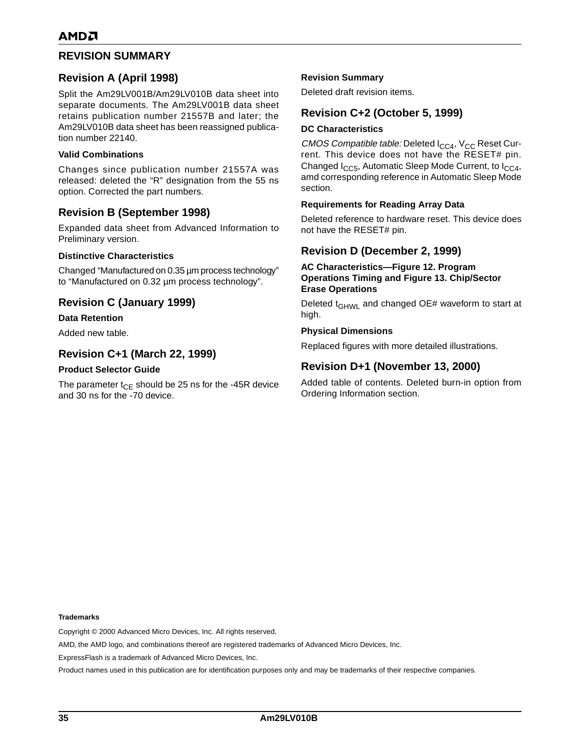## REVISION SUMMARY

### Revision A (April 1998)

Split the Am29LV001B/Am29LV010B data sheet into separate documents. The Am29LV001B data sheet retains publication number 21557B and later; the Am29LV010B data sheet has been reassigned publication number 22140.

#### Valid Combinations

Changes since publication number 21557A was released: deleted the "R" designation from the 55 ns option. Corrected the part numbers.

### Revision B (September 1998)

Expanded data sheet from Advanced Information to Preliminary version.

#### Distinctive Characteristics

Changed "Manufactured on 0.35 µm process technology" to "Manufactured on 0.32 µm process technology".

### Revision C (January 1999)

#### Data Retention

Added new table.

### Revision C+1 (March 22, 1999)

#### Product Selector Guide

The parameter $t_{CE}$ should be 25 ns for the -45R device and 30 ns for the -70 device.

#### Revision Summary

Deleted draft revision items.

### Revision C+2 (October 5, 1999)

#### DC Characteristics

*CMOS Compatible table:* Deleted $I_{CC4}$, $V_{CC}$ Reset Current. This device does not have the RESET# pin. Changed $I_{CC5}$, Automatic Sleep Mode Current, to $I_{CC4}$, amd corresponding reference in Automatic Sleep Mode section.

#### Requirements for Reading Array Data

Deleted reference to hardware reset. This device does not have the RESET# pin.

### Revision D (December 2, 1999)

#### AC Characteristics—Figure 12. Program Operations Timing and Figure 13. Chip/Sector Erase Operations

Deleted $t_{GHWL}$ and changed OE# waveform to start at high.

#### Physical Dimensions

Replaced figures with more detailed illustrations.

### Revision D+1 (November 13, 2000)

Added table of contents. Deleted burn-in option from Ordering Information section.

**Trademarks**

Copyright © 2000 Advanced Micro Devices, Inc. All rights reserved.

AMD, the AMD logo, and combinations thereof are registered trademarks of Advanced Micro Devices, Inc.

ExpressFlash is a trademark of Advanced Micro Devices, Inc.

Product names used in this publication are for identification purposes only and may be trademarks of their respective companies.